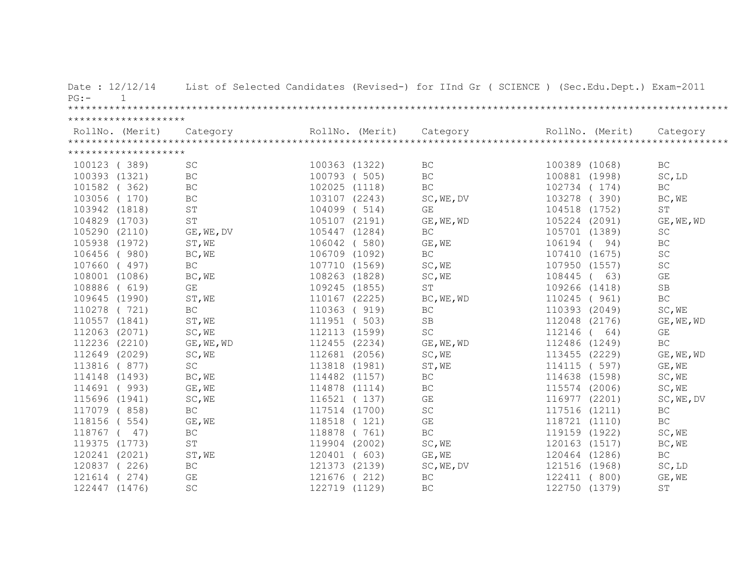Date : 12/12/14 List of Selected Candidates (Revised-) for IInd Gr ( SCIENCE ) (Sec.Edu.Dept.) Exam-2011

PG:- 1

| RollNo. (Merit) | Category | RollNo. (Merit) | Category | RollNo. (Merit) | Category |
|---|---|---|---|---|---|
| 100123 ( 389) | SC | 100363 (1322) | BC | 100389 (1068) | BC |
| 100393 (1321) | BC | 100793 ( 505) | BC | 100881 (1998) | SC,LD |
| 101582 ( 362) | BC | 102025 (1118) | BC | 102734 ( 174) | BC |
| 103056 ( 170) | BC | 103107 (2243) | SC,WE,DV | 103278 ( 390) | BC,WE |
| 103942 (1818) | ST | 104099 ( 514) | GE | 104518 (1752) | ST |
| 104829 (1703) | ST | 105107 (2191) | GE,WE,WD | 105224 (2091) | GE,WE,WD |
| 105290 (2110) | GE,WE,DV | 105447 (1284) | BC | 105701 (1389) | SC |
| 105938 (1972) | ST,WE | 106042 ( 580) | GE,WE | 106194 ( 94) | BC |
| 106456 ( 980) | BC,WE | 106709 (1092) | BC | 107410 (1675) | SC |
| 107660 ( 497) | BC | 107710 (1569) | SC,WE | 107950 (1557) | SC |
| 108001 (1086) | BC,WE | 108263 (1828) | SC,WE | 108445 ( 63) | GE |
| 108886 ( 619) | GE | 109245 (1855) | ST | 109266 (1418) | SB |
| 109645 (1990) | ST,WE | 110167 (2225) | BC,WE,WD | 110245 ( 961) | BC |
| 110278 ( 721) | BC | 110363 ( 919) | BC | 110393 (2049) | SC,WE |
| 110557 (1841) | ST,WE | 111951 ( 503) | SB | 112048 (2176) | GE,WE,WD |
| 112063 (2071) | SC,WE | 112113 (1599) | SC | 112146 ( 64) | GE |
| 112236 (2210) | GE,WE,WD | 112455 (2234) | GE,WE,WD | 112486 (1249) | BC |
| 112649 (2029) | SC,WE | 112681 (2056) | SC,WE | 113455 (2229) | GE,WE,WD |
| 113816 ( 877) | SC | 113818 (1981) | ST,WE | 114115 ( 597) | GE,WE |
| 114148 (1493) | BC,WE | 114482 (1157) | BC | 114638 (1598) | SC,WE |
| 114691 ( 993) | GE,WE | 114878 (1114) | BC | 115574 (2006) | SC,WE |
| 115696 (1941) | SC,WE | 116521 ( 137) | GE | 116977 (2201) | SC,WE,DV |
| 117079 ( 858) | BC | 117514 (1700) | SC | 117516 (1211) | BC |
| 118156 ( 554) | GE,WE | 118518 ( 121) | GE | 118721 (1110) | BC |
| 118767 ( 47) | BC | 118878 ( 761) | BC | 119159 (1922) | SC,WE |
| 119375 (1773) | ST | 119904 (2002) | SC,WE | 120163 (1517) | BC,WE |
| 120241 (2021) | ST,WE | 120401 ( 603) | GE,WE | 120464 (1286) | BC |
| 120837 ( 226) | BC | 121373 (2139) | SC,WE,DV | 121516 (1968) | SC,LD |
| 121614 ( 274) | GE | 121676 ( 212) | BC | 122411 ( 800) | GE,WE |
| 122447 (1476) | SC | 122719 (1129) | BC | 122750 (1379) | ST |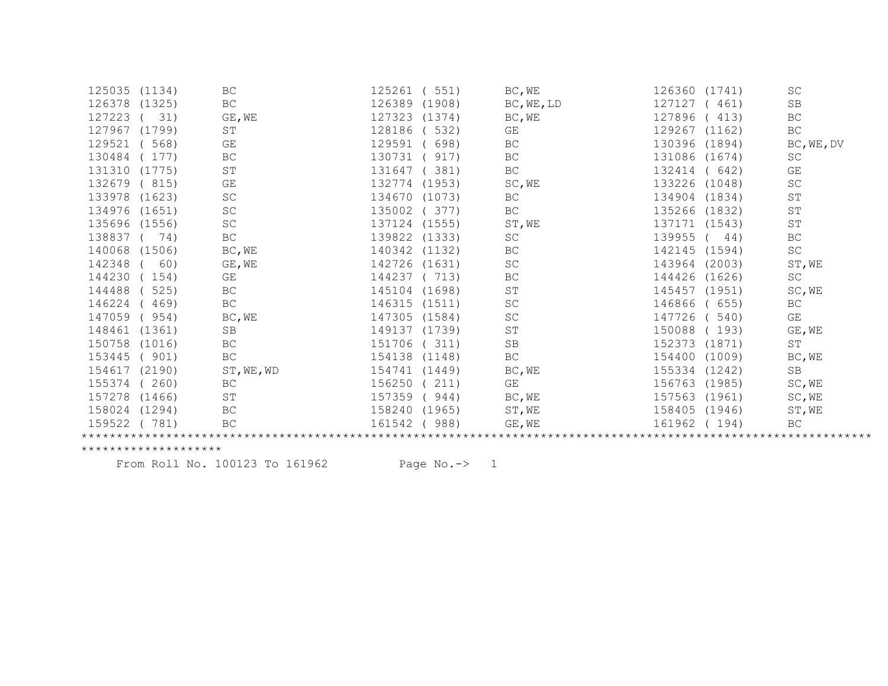| | | | | | |
|---|---|---|---|---|---|
| 125035 (1134) | BC | 125261 ( 551) | BC,WE | 126360 (1741) | SC |
| 126378 (1325) | BC | 126389 (1908) | BC,WE,LD | 127127 ( 461) | SB |
| 127223 (  31) | GE,WE | 127323 (1374) | BC,WE | 127896 ( 413) | BC |
| 127967 (1799) | ST | 128186 ( 532) | GE | 129267 (1162) | BC |
| 129521 ( 568) | GE | 129591 ( 698) | BC | 130396 (1894) | BC,WE,DV |
| 130484 ( 177) | BC | 130731 ( 917) | BC | 131086 (1674) | SC |
| 131310 (1775) | ST | 131647 ( 381) | BC | 132414 ( 642) | GE |
| 132679 ( 815) | GE | 132774 (1953) | SC,WE | 133226 (1048) | SC |
| 133978 (1623) | SC | 134670 (1073) | BC | 134904 (1834) | ST |
| 134976 (1651) | SC | 135002 ( 377) | BC | 135266 (1832) | ST |
| 135696 (1556) | SC | 137124 (1555) | ST,WE | 137171 (1543) | ST |
| 138837 (  74) | BC | 139822 (1333) | SC | 139955 (  44) | BC |
| 140068 (1506) | BC,WE | 140342 (1132) | BC | 142145 (1594) | SC |
| 142348 (  60) | GE,WE | 142726 (1631) | SC | 143964 (2003) | ST,WE |
| 144230 ( 154) | GE | 144237 ( 713) | BC | 144426 (1626) | SC |
| 144488 ( 525) | BC | 145104 (1698) | ST | 145457 (1951) | SC,WE |
| 146224 ( 469) | BC | 146315 (1511) | SC | 146866 ( 655) | BC |
| 147059 ( 954) | BC,WE | 147305 (1584) | SC | 147726 ( 540) | GE |
| 148461 (1361) | SB | 149137 (1739) | ST | 150088 ( 193) | GE,WE |
| 150758 (1016) | BC | 151706 ( 311) | SB | 152373 (1871) | ST |
| 153445 ( 901) | BC | 154138 (1148) | BC | 154400 (1009) | BC,WE |
| 154617 (2190) | ST,WE,WD | 154741 (1449) | BC,WE | 155334 (1242) | SB |
| 155374 ( 260) | BC | 156250 ( 211) | GE | 156763 (1985) | SC,WE |
| 157278 (1466) | ST | 157359 ( 944) | BC,WE | 157563 (1961) | SC,WE |
| 158024 (1294) | BC | 158240 (1965) | ST,WE | 158405 (1946) | ST,WE |
| 159522 ( 781) | BC | 161542 ( 988) | GE,WE | 161962 ( 194) | BC |

***********************************************************************************************************************************

From Roll No. 100123 To 161962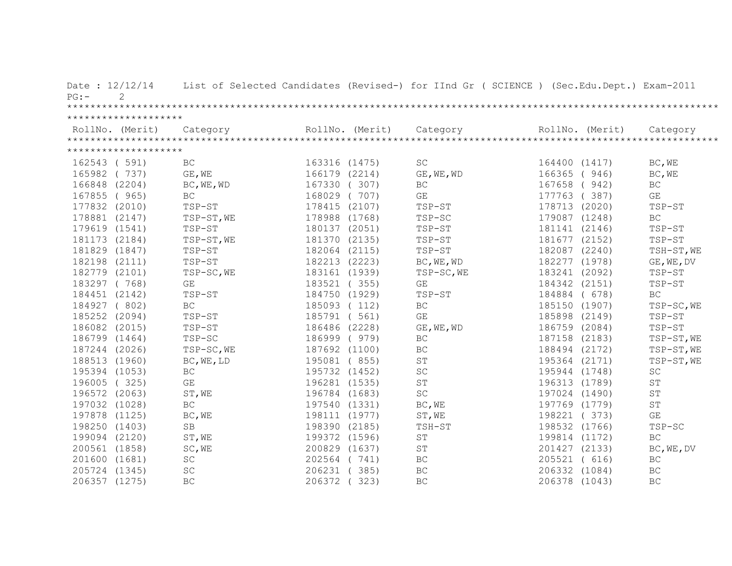Date : 12/12/14 List of Selected Candidates (Revised-) for IInd Gr ( SCIENCE ) (Sec.Edu.Dept.) Exam-2011

| RollNo. (Merit) | Category | RollNo. (Merit) | Category | RollNo. (Merit) | Category |
|---|---|---|---|---|---|
| 162543 ( 591) | BC | 163316 (1475) | SC | 164400 (1417) | BC,WE |
| 165982 ( 737) | GE,WE | 166179 (2214) | GE,WE,WD | 166365 ( 946) | BC,WE |
| 166848 (2204) | BC,WE,WD | 167330 ( 307) | BC | 167658 ( 942) | BC |
| 167855 ( 965) | BC | 168029 ( 707) | GE | 177763 ( 387) | GE |
| 177832 (2010) | TSP-ST | 178415 (2107) | TSP-ST | 178713 (2020) | TSP-ST |
| 178881 (2147) | TSP-ST,WE | 178988 (1768) | TSP-SC | 179087 (1248) | BC |
| 179619 (1541) | TSP-ST | 180137 (2051) | TSP-ST | 181141 (2146) | TSP-ST |
| 181173 (2184) | TSP-ST,WE | 181370 (2135) | TSP-ST | 181677 (2152) | TSP-ST |
| 181829 (1847) | TSP-ST | 182064 (2115) | TSP-ST | 182087 (2240) | TSH-ST,WE |
| 182198 (2111) | TSP-ST | 182213 (2223) | BC,WE,WD | 182277 (1978) | GE,WE,DV |
| 182779 (2101) | TSP-SC,WE | 183161 (1939) | TSP-SC,WE | 183241 (2092) | TSP-ST |
| 183297 ( 768) | GE | 183521 ( 355) | GE | 184342 (2151) | TSP-ST |
| 184451 (2142) | TSP-ST | 184750 (1929) | TSP-ST | 184884 ( 678) | BC |
| 184927 ( 802) | BC | 185093 ( 112) | BC | 185150 (1907) | TSP-SC,WE |
| 185252 (2094) | TSP-ST | 185791 ( 561) | GE | 185898 (2149) | TSP-ST |
| 186082 (2015) | TSP-ST | 186486 (2228) | GE,WE,WD | 186759 (2084) | TSP-ST |
| 186799 (1464) | TSP-SC | 186999 ( 979) | BC | 187158 (2183) | TSP-ST,WE |
| 187244 (2026) | TSP-SC,WE | 187692 (1100) | BC | 188494 (2172) | TSP-ST,WE |
| 188513 (1960) | BC,WE,LD | 195081 ( 855) | ST | 195364 (2171) | TSP-ST,WE |
| 195394 (1053) | BC | 195732 (1452) | SC | 195944 (1748) | SC |
| 196005 ( 325) | GE | 196281 (1535) | ST | 196313 (1789) | ST |
| 196572 (2063) | ST,WE | 196784 (1683) | SC | 197024 (1490) | ST |
| 197032 (1028) | BC | 197540 (1331) | BC,WE | 197769 (1779) | ST |
| 197878 (1125) | BC,WE | 198111 (1977) | ST,WE | 198221 ( 373) | GE |
| 198250 (1403) | SB | 198390 (2185) | TSH-ST | 198532 (1766) | TSP-SC |
| 199094 (2120) | ST,WE | 199372 (1596) | ST | 199814 (1172) | BC |
| 200561 (1858) | SC,WE | 200829 (1637) | ST | 201427 (2133) | BC,WE,DV |
| 201600 (1681) | SC | 202564 ( 741) | BC | 205521 ( 616) | BC |
| 205724 (1345) | SC | 206231 ( 385) | BC | 206332 (1084) | BC |
| 206357 (1275) | BC | 206372 ( 323) | BC | 206378 (1043) | BC |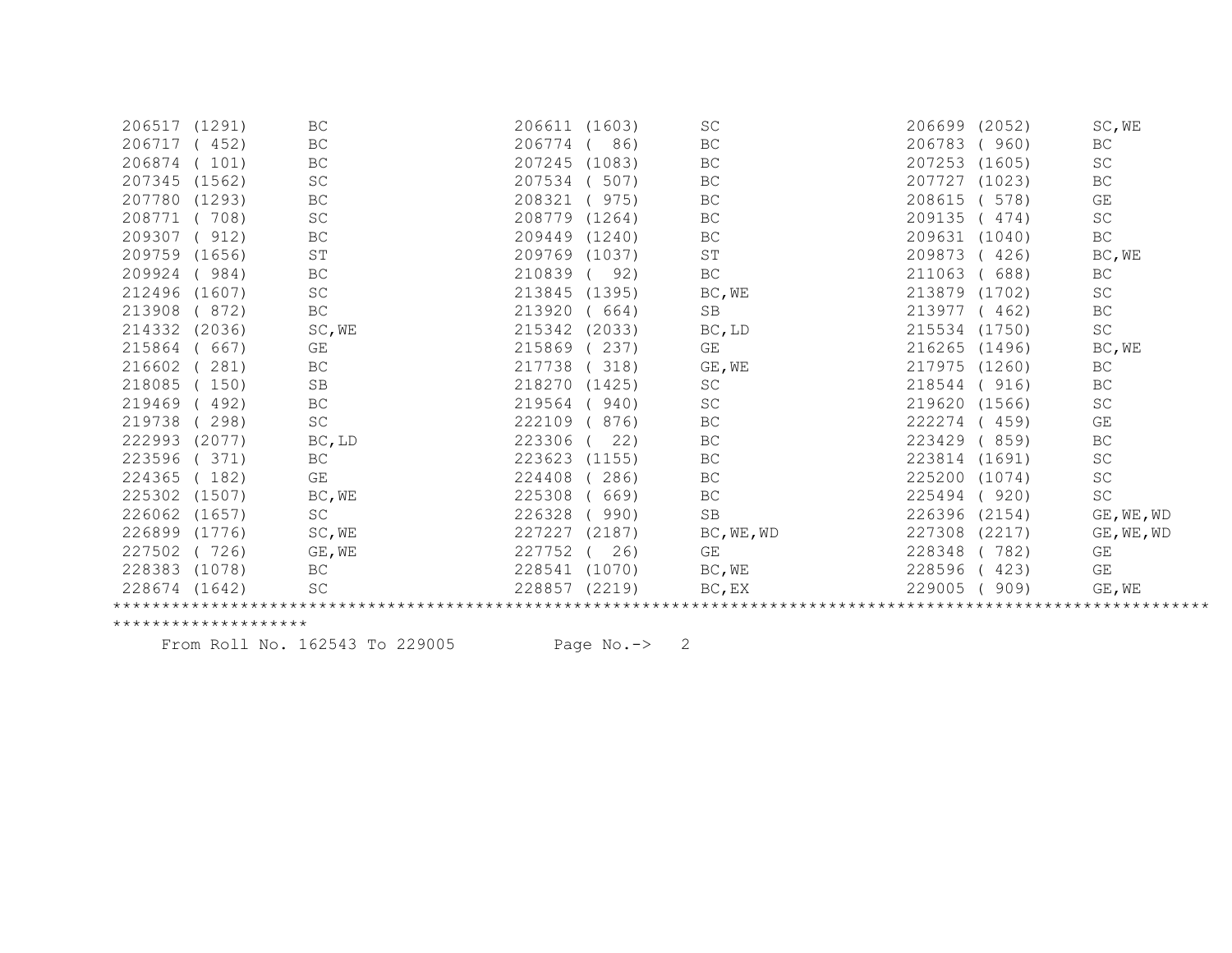| Roll No. (Rank) | Category | Roll No. (Rank) | Category | Roll No. (Rank) | Category |
|---|---|---|---|---|---|
| 206517 (1291) | BC | 206611 (1603) | SC | 206699 (2052) | SC,WE |
| 206717 ( 452) | BC | 206774 ( 86) | BC | 206783 ( 960) | BC |
| 206874 ( 101) | BC | 207245 (1083) | BC | 207253 (1605) | SC |
| 207345 (1562) | SC | 207534 ( 507) | BC | 207727 (1023) | BC |
| 207780 (1293) | BC | 208321 ( 975) | BC | 208615 ( 578) | GE |
| 208771 ( 708) | SC | 208779 (1264) | BC | 209135 ( 474) | SC |
| 209307 ( 912) | BC | 209449 (1240) | BC | 209631 (1040) | BC |
| 209759 (1656) | ST | 209769 (1037) | ST | 209873 ( 426) | BC,WE |
| 209924 ( 984) | BC | 210839 ( 92) | BC | 211063 ( 688) | BC |
| 212496 (1607) | SC | 213845 (1395) | BC,WE | 213879 (1702) | SC |
| 213908 ( 872) | BC | 213920 ( 664) | SB | 213977 ( 462) | BC |
| 214332 (2036) | SC,WE | 215342 (2033) | BC,LD | 215534 (1750) | SC |
| 215864 ( 667) | GE | 215869 ( 237) | GE | 216265 (1496) | BC,WE |
| 216602 ( 281) | BC | 217738 ( 318) | GE,WE | 217975 (1260) | BC |
| 218085 ( 150) | SB | 218270 (1425) | SC | 218544 ( 916) | BC |
| 219469 ( 492) | BC | 219564 ( 940) | SC | 219620 (1566) | SC |
| 219738 ( 298) | SC | 222109 ( 876) | BC | 222274 ( 459) | GE |
| 222993 (2077) | BC,LD | 223306 ( 22) | BC | 223429 ( 859) | BC |
| 223596 ( 371) | BC | 223623 (1155) | BC | 223814 (1691) | SC |
| 224365 ( 182) | GE | 224408 ( 286) | BC | 225200 (1074) | SC |
| 225302 (1507) | BC,WE | 225308 ( 669) | BC | 225494 ( 920) | SC |
| 226062 (1657) | SC | 226328 ( 990) | SB | 226396 (2154) | GE,WE,WD |
| 226899 (1776) | SC,WE | 227227 (2187) | BC,WE,WD | 227308 (2217) | GE,WE,WD |
| 227502 ( 726) | GE,WE | 227752 ( 26) | GE | 228348 ( 782) | GE |
| 228383 (1078) | BC | 228541 (1070) | BC,WE | 228596 ( 423) | GE |
| 228674 (1642) | SC | 228857 (2219) | BC,EX | 229005 ( 909) | GE,WE |

From Roll No. 162543 To 229005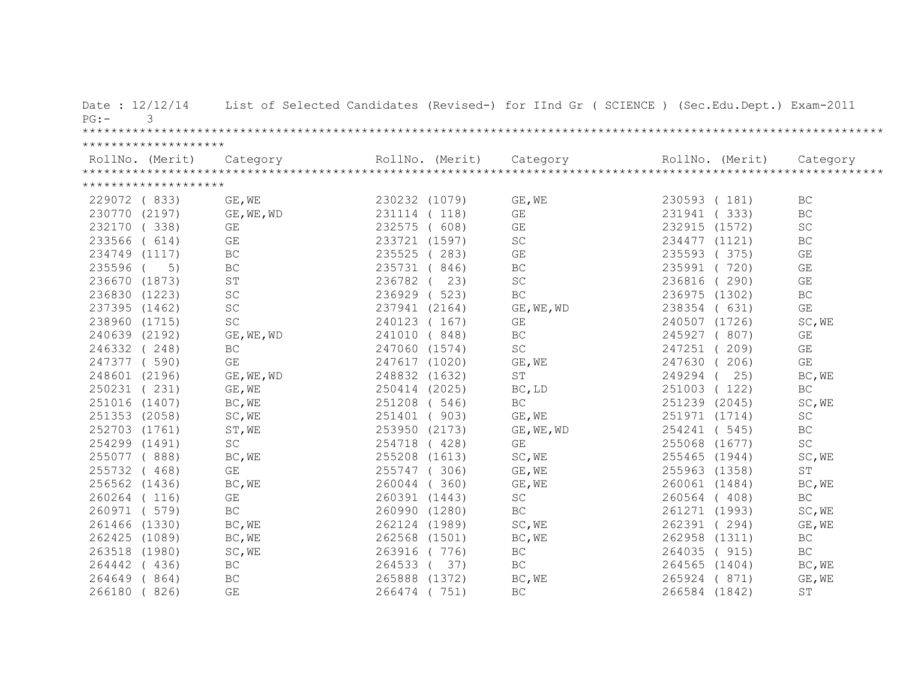Date : 12/12/14 List of Selected Candidates (Revised-) for IInd Gr ( SCIENCE ) (Sec.Edu.Dept.) Exam-2011

PG:- 3

| RollNo. (Merit) | Category | RollNo. (Merit) | Category | RollNo. (Merit) | Category |
|---|---|---|---|---|---|
| 229072 ( 833) | GE,WE | 230232 (1079) | GE,WE | 230593 ( 181) | BC |
| 230770 (2197) | GE,WE,WD | 231114 ( 118) | GE | 231941 ( 333) | BC |
| 232170 ( 338) | GE | 232575 ( 608) | GE | 232915 (1572) | SC |
| 233566 ( 614) | GE | 233721 (1597) | SC | 234477 (1121) | BC |
| 234749 (1117) | BC | 235525 ( 283) | GE | 235593 ( 375) | GE |
| 235596 ( 5) | BC | 235731 ( 846) | BC | 235991 ( 720) | GE |
| 236670 (1873) | ST | 236782 ( 23) | SC | 236816 ( 290) | GE |
| 236830 (1223) | SC | 236929 ( 523) | BC | 236975 (1302) | BC |
| 237395 (1462) | SC | 237941 (2164) | GE,WE,WD | 238354 ( 631) | GE |
| 238960 (1715) | SC | 240123 ( 167) | GE | 240507 (1726) | SC,WE |
| 240639 (2192) | GE,WE,WD | 241010 ( 848) | BC | 245927 ( 807) | GE |
| 246332 ( 248) | BC | 247060 (1574) | SC | 247251 ( 209) | GE |
| 247377 ( 590) | GE | 247617 (1020) | GE,WE | 247630 ( 206) | GE |
| 248601 (2196) | GE,WE,WD | 248832 (1632) | ST | 249294 ( 25) | BC,WE |
| 250231 ( 231) | GE,WE | 250414 (2025) | BC,LD | 251003 ( 122) | BC |
| 251016 (1407) | BC,WE | 251208 ( 546) | BC | 251239 (2045) | SC,WE |
| 251353 (2058) | SC,WE | 251401 ( 903) | GE,WE | 251971 (1714) | SC |
| 252703 (1761) | ST,WE | 253950 (2173) | GE,WE,WD | 254241 ( 545) | BC |
| 254299 (1491) | SC | 254718 ( 428) | GE | 255068 (1677) | SC |
| 255077 ( 888) | BC,WE | 255208 (1613) | SC,WE | 255465 (1944) | SC,WE |
| 255732 ( 468) | GE | 255747 ( 306) | GE,WE | 255963 (1358) | ST |
| 256562 (1436) | BC,WE | 260044 ( 360) | GE,WE | 260061 (1484) | BC,WE |
| 260264 ( 116) | GE | 260391 (1443) | SC | 260564 ( 408) | BC |
| 260971 ( 579) | BC | 260990 (1280) | BC | 261271 (1993) | SC,WE |
| 261466 (1330) | BC,WE | 262124 (1989) | SC,WE | 262391 ( 294) | GE,WE |
| 262425 (1089) | BC,WE | 262568 (1501) | BC,WE | 262958 (1311) | BC |
| 263518 (1980) | SC,WE | 263916 ( 776) | BC | 264035 ( 915) | BC |
| 264442 ( 436) | BC | 264533 ( 37) | BC | 264565 (1404) | BC,WE |
| 264649 ( 864) | BC | 265888 (1372) | BC,WE | 265924 ( 871) | GE,WE |
| 266180 ( 826) | GE | 266474 ( 751) | BC | 266584 (1842) | ST |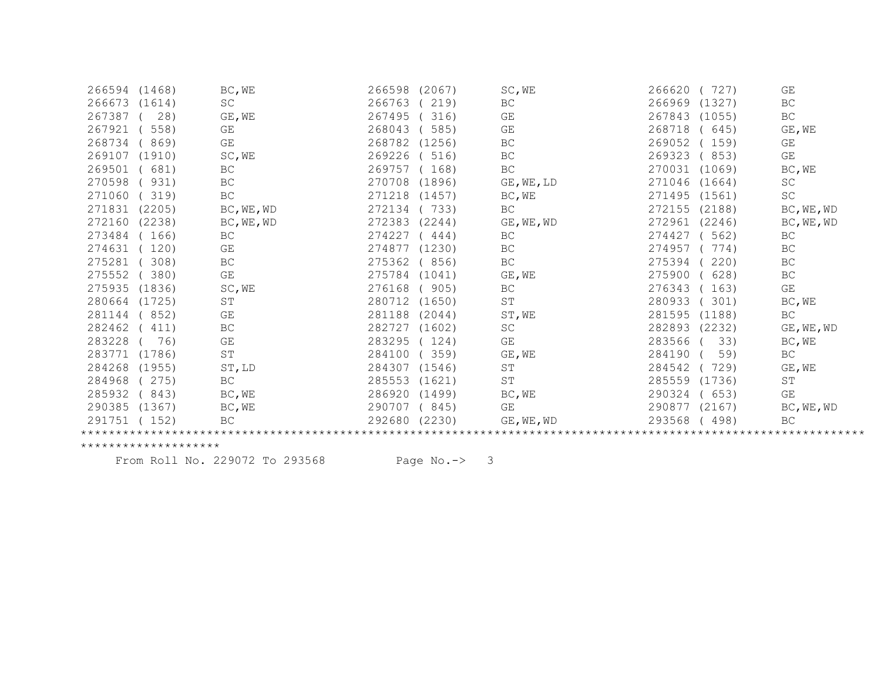| Roll No. | Rank | Category | Roll No. | Rank | Category | Roll No. | Rank | Category |
|---|---|---|---|---|---|---|---|---|
| 266594 | (1468) | BC,WE | 266598 | (2067) | SC,WE | 266620 | ( 727) | GE |
| 266673 | (1614) | SC | 266763 | ( 219) | BC | 266969 | (1327) | BC |
| 267387 | ( 28) | GE,WE | 267495 | ( 316) | GE | 267843 | (1055) | BC |
| 267921 | ( 558) | GE | 268043 | ( 585) | GE | 268718 | ( 645) | GE,WE |
| 268734 | ( 869) | GE | 268782 | (1256) | BC | 269052 | ( 159) | GE |
| 269107 | (1910) | SC,WE | 269226 | ( 516) | BC | 269323 | ( 853) | GE |
| 269501 | ( 681) | BC | 269757 | ( 168) | BC | 270031 | (1069) | BC,WE |
| 270598 | ( 931) | BC | 270708 | (1896) | GE,WE,LD | 271046 | (1664) | SC |
| 271060 | ( 319) | BC | 271218 | (1457) | BC,WE | 271495 | (1561) | SC |
| 271831 | (2205) | BC,WE,WD | 272134 | ( 733) | BC | 272155 | (2188) | BC,WE,WD |
| 272160 | (2238) | BC,WE,WD | 272383 | (2244) | GE,WE,WD | 272961 | (2246) | BC,WE,WD |
| 273484 | ( 166) | BC | 274227 | ( 444) | BC | 274427 | ( 562) | BC |
| 274631 | ( 120) | GE | 274877 | (1230) | BC | 274957 | ( 774) | BC |
| 275281 | ( 308) | BC | 275362 | ( 856) | BC | 275394 | ( 220) | BC |
| 275552 | ( 380) | GE | 275784 | (1041) | GE,WE | 275900 | ( 628) | BC |
| 275935 | (1836) | SC,WE | 276168 | ( 905) | BC | 276343 | ( 163) | GE |
| 280664 | (1725) | ST | 280712 | (1650) | ST | 280933 | ( 301) | BC,WE |
| 281144 | ( 852) | GE | 281188 | (2044) | ST,WE | 281595 | (1188) | BC |
| 282462 | ( 411) | BC | 282727 | (1602) | SC | 282893 | (2232) | GE,WE,WD |
| 283228 | ( 76) | GE | 283295 | ( 124) | GE | 283566 | ( 33) | BC,WE |
| 283771 | (1786) | ST | 284100 | ( 359) | GE,WE | 284190 | ( 59) | BC |
| 284268 | (1955) | ST,LD | 284307 | (1546) | ST | 284542 | ( 729) | GE,WE |
| 284968 | ( 275) | BC | 285553 | (1621) | ST | 285559 | (1736) | ST |
| 285932 | ( 843) | BC,WE | 286920 | (1499) | BC,WE | 290324 | ( 653) | GE |
| 290385 | (1367) | BC,WE | 290707 | ( 845) | GE | 290877 | (2167) | BC,WE,WD |
| 291751 | ( 152) | BC | 292680 | (2230) | GE,WE,WD | 293568 | ( 498) | BC |

From Roll No. 229072 To 293568 Page No.-> 3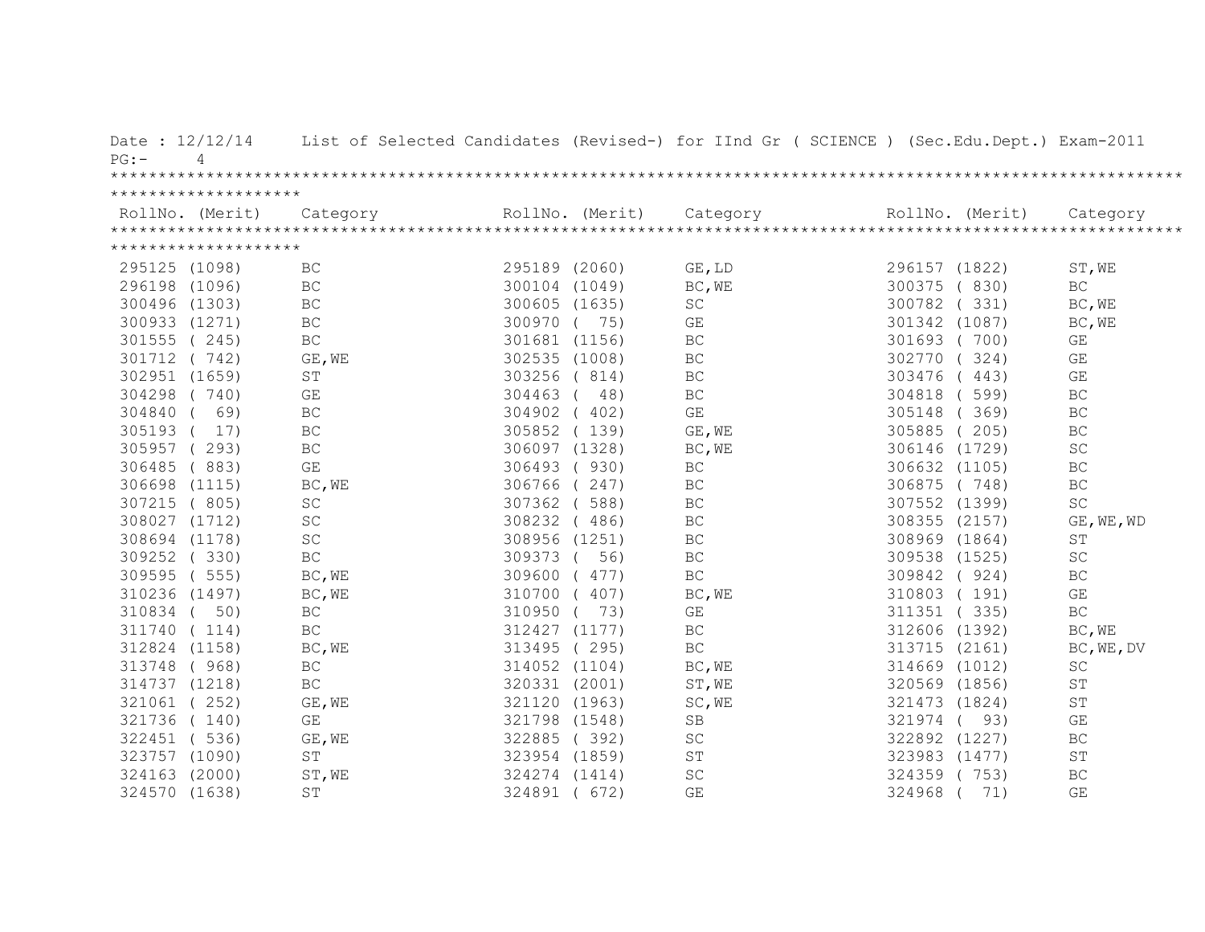Date : 12/12/14 List of Selected Candidates (Revised-) for IInd Gr ( SCIENCE ) (Sec.Edu.Dept.) Exam-2011

PG:- 4

| RollNo. (Merit) | Category | RollNo. (Merit) | Category | RollNo. (Merit) | Category |
|---|---|---|---|---|---|
| 295125 (1098) | BC | 295189 (2060) | GE,LD | 296157 (1822) | ST,WE |
| 296198 (1096) | BC | 300104 (1049) | BC,WE | 300375 ( 830) | BC |
| 300496 (1303) | BC | 300605 (1635) | SC | 300782 ( 331) | BC,WE |
| 300933 (1271) | BC | 300970 ( 75) | GE | 301342 (1087) | BC,WE |
| 301555 ( 245) | BC | 301681 (1156) | BC | 301693 ( 700) | GE |
| 301712 ( 742) | GE,WE | 302535 (1008) | BC | 302770 ( 324) | GE |
| 302951 (1659) | ST | 303256 ( 814) | BC | 303476 ( 443) | GE |
| 304298 ( 740) | GE | 304463 ( 48) | BC | 304818 ( 599) | BC |
| 304840 ( 69) | BC | 304902 ( 402) | GE | 305148 ( 369) | BC |
| 305193 ( 17) | BC | 305852 ( 139) | GE,WE | 305885 ( 205) | BC |
| 305957 ( 293) | BC | 306097 (1328) | BC,WE | 306146 (1729) | SC |
| 306485 ( 883) | GE | 306493 ( 930) | BC | 306632 (1105) | BC |
| 306698 (1115) | BC,WE | 306766 ( 247) | BC | 306875 ( 748) | BC |
| 307215 ( 805) | SC | 307362 ( 588) | BC | 307552 (1399) | SC |
| 308027 (1712) | SC | 308232 ( 486) | BC | 308355 (2157) | GE,WE,WD |
| 308694 (1178) | SC | 308956 (1251) | BC | 308969 (1864) | ST |
| 309252 ( 330) | BC | 309373 ( 56) | BC | 309538 (1525) | SC |
| 309595 ( 555) | BC,WE | 309600 ( 477) | BC | 309842 ( 924) | BC |
| 310236 (1497) | BC,WE | 310700 ( 407) | BC,WE | 310803 ( 191) | GE |
| 310834 ( 50) | BC | 310950 ( 73) | GE | 311351 ( 335) | BC |
| 311740 ( 114) | BC | 312427 (1177) | BC | 312606 (1392) | BC,WE |
| 312824 (1158) | BC,WE | 313495 ( 295) | BC | 313715 (2161) | BC,WE,DV |
| 313748 ( 968) | BC | 314052 (1104) | BC,WE | 314669 (1012) | SC |
| 314737 (1218) | BC | 320331 (2001) | ST,WE | 320569 (1856) | ST |
| 321061 ( 252) | GE,WE | 321120 (1963) | SC,WE | 321473 (1824) | ST |
| 321736 ( 140) | GE | 321798 (1548) | SB | 321974 ( 93) | GE |
| 322451 ( 536) | GE,WE | 322885 ( 392) | SC | 322892 (1227) | BC |
| 323757 (1090) | ST | 323954 (1859) | ST | 323983 (1477) | ST |
| 324163 (2000) | ST,WE | 324274 (1414) | SC | 324359 ( 753) | BC |
| 324570 (1638) | ST | 324891 ( 672) | GE | 324968 ( 71) | GE |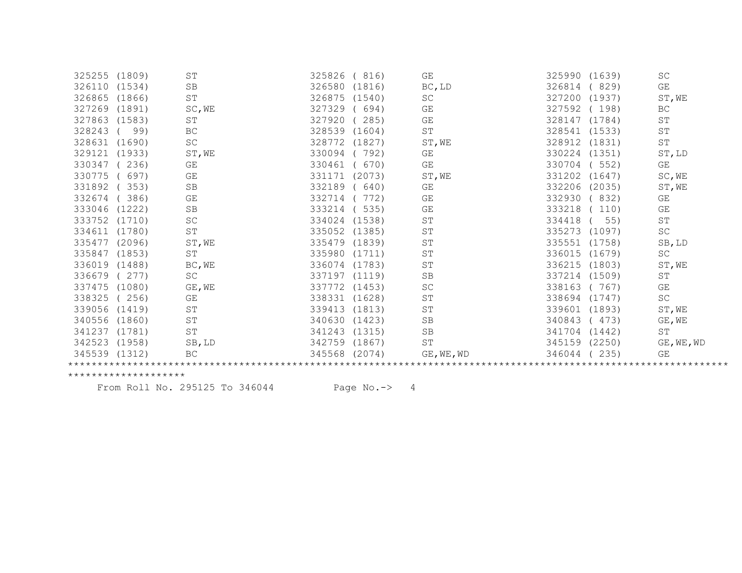```
325255 (1809)     ST              325826 ( 816)     GE              325990 (1639)     SC
326110 (1534)     SB              326580 (1816)     BC,LD           326814 ( 829)     GE
326865 (1866)     ST              326875 (1540)     SC              327200 (1937)     ST,WE
327269 (1891)     SC,WE           327329 ( 694)     GE              327592 ( 198)     BC
327863 (1583)     ST              327920 ( 285)     GE              328147 (1784)     ST
328243 (  99)     BC              328539 (1604)     ST              328541 (1533)     ST
328631 (1690)     SC              328772 (1827)     ST,WE           328912 (1831)     ST
329121 (1933)     ST,WE           330094 ( 792)     GE              330224 (1351)     ST,LD
330347 ( 236)     GE              330461 ( 670)     GE              330704 ( 552)     GE
330775 ( 697)     GE              331171 (2073)     ST,WE           331202 (1647)     SC,WE
331892 ( 353)     SB              332189 ( 640)     GE              332206 (2035)     ST,WE
332674 ( 386)     GE              332714 ( 772)     GE              332930 ( 832)     GE
333046 (1222)     SB              333214 ( 535)     GE              333218 ( 110)     GE
333752 (1710)     SC              334024 (1538)     ST              334418 (  55)     ST
334611 (1780)     ST              335052 (1385)     ST              335273 (1097)     SC
335477 (2096)     ST,WE           335479 (1839)     ST              335551 (1758)     SB,LD
335847 (1853)     ST              335980 (1711)     ST              336015 (1679)     SC
336019 (1488)     BC,WE           336074 (1783)     ST              336215 (1803)     ST,WE
336679 ( 277)     SC              337197 (1119)     SB              337214 (1509)     ST
337475 (1080)     GE,WE           337772 (1453)     SC              338163 ( 767)     GE
338325 ( 256)     GE              338331 (1628)     ST              338694 (1747)     SC
339056 (1419)     ST              339413 (1813)     ST              339601 (1893)     ST,WE
340556 (1860)     ST              340630 (1423)     SB              340843 ( 473)     GE,WE
341237 (1781)     ST              341243 (1315)     SB              341704 (1442)     ST
342523 (1958)     SB,LD           342759 (1867)     ST              345159 (2250)     GE,WE,WD
345539 (1312)     BC              345568 (2074)     GE,WE,WD        346044 ( 235)     GE
```

*****************************************************************************************************************************

From Roll No. 295125 To 346044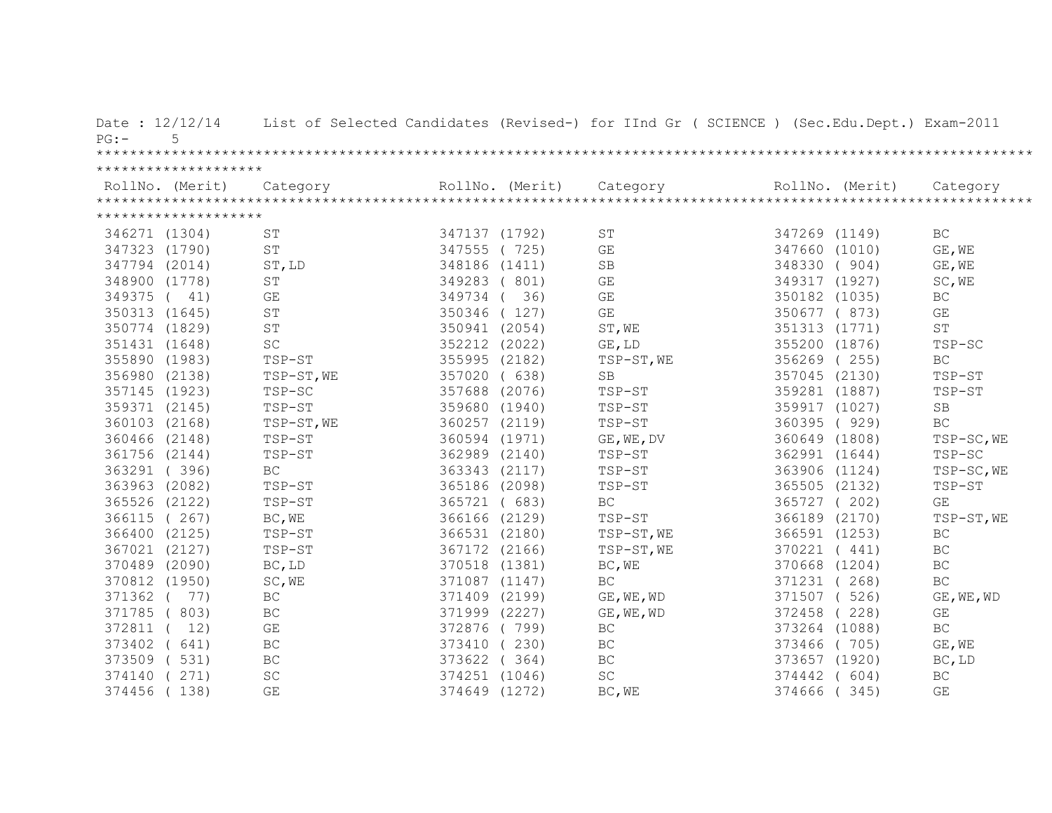Date : 12/12/14 List of Selected Candidates (Revised-) for IInd Gr ( SCIENCE ) (Sec.Edu.Dept.) Exam-2011

| RollNo. (Merit) | Category | RollNo. (Merit) | Category | RollNo. (Merit) | Category |
|---|---|---|---|---|---|
| 346271 (1304) | ST | 347137 (1792) | ST | 347269 (1149) | BC |
| 347323 (1790) | ST | 347555 ( 725) | GE | 347660 (1010) | GE,WE |
| 347794 (2014) | ST,LD | 348186 (1411) | SB | 348330 ( 904) | GE,WE |
| 348900 (1778) | ST | 349283 ( 801) | GE | 349317 (1927) | SC,WE |
| 349375 ( 41) | GE | 349734 ( 36) | GE | 350182 (1035) | BC |
| 350313 (1645) | ST | 350346 ( 127) | GE | 350677 ( 873) | GE |
| 350774 (1829) | ST | 350941 (2054) | ST,WE | 351313 (1771) | ST |
| 351431 (1648) | SC | 352212 (2022) | GE,LD | 355200 (1876) | TSP-SC |
| 355890 (1983) | TSP-ST | 355995 (2182) | TSP-ST,WE | 356269 ( 255) | BC |
| 356980 (2138) | TSP-ST,WE | 357020 ( 638) | SB | 357045 (2130) | TSP-ST |
| 357145 (1923) | TSP-SC | 357688 (2076) | TSP-ST | 359281 (1887) | TSP-ST |
| 359371 (2145) | TSP-ST | 359680 (1940) | TSP-ST | 359917 (1027) | SB |
| 360103 (2168) | TSP-ST,WE | 360257 (2119) | TSP-ST | 360395 ( 929) | BC |
| 360466 (2148) | TSP-ST | 360594 (1971) | GE,WE,DV | 360649 (1808) | TSP-SC,WE |
| 361756 (2144) | TSP-ST | 362989 (2140) | TSP-ST | 362991 (1644) | TSP-SC |
| 363291 ( 396) | BC | 363343 (2117) | TSP-ST | 363906 (1124) | TSP-SC,WE |
| 363963 (2082) | TSP-ST | 365186 (2098) | TSP-ST | 365505 (2132) | TSP-ST |
| 365526 (2122) | TSP-ST | 365721 ( 683) | BC | 365727 ( 202) | GE |
| 366115 ( 267) | BC,WE | 366166 (2129) | TSP-ST | 366189 (2170) | TSP-ST,WE |
| 366400 (2125) | TSP-ST | 366531 (2180) | TSP-ST,WE | 366591 (1253) | BC |
| 367021 (2127) | TSP-ST | 367172 (2166) | TSP-ST,WE | 370221 ( 441) | BC |
| 370489 (2090) | BC,LD | 370518 (1381) | BC,WE | 370668 (1204) | BC |
| 370812 (1950) | SC,WE | 371087 (1147) | BC | 371231 ( 268) | BC |
| 371362 ( 77) | BC | 371409 (2199) | GE,WE,WD | 371507 ( 526) | GE,WE,WD |
| 371785 ( 803) | BC | 371999 (2227) | GE,WE,WD | 372458 ( 228) | GE |
| 372811 ( 12) | GE | 372876 ( 799) | BC | 373264 (1088) | BC |
| 373402 ( 641) | BC | 373410 ( 230) | BC | 373466 ( 705) | GE,WE |
| 373509 ( 531) | BC | 373622 ( 364) | BC | 373657 (1920) | BC,LD |
| 374140 ( 271) | SC | 374251 (1046) | SC | 374442 ( 604) | BC |
| 374456 ( 138) | GE | 374649 (1272) | BC,WE | 374666 ( 345) | GE |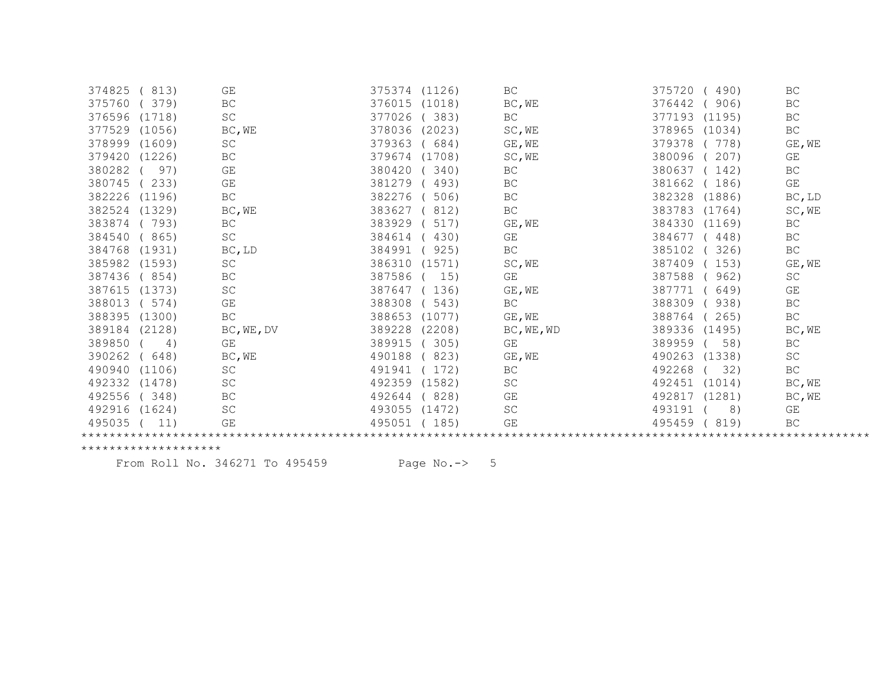| | | | | | |
|---|---|---|---|---|---|
| 374825 ( 813) | GE | 375374 (1126) | BC | 375720 ( 490) | BC |
| 375760 ( 379) | BC | 376015 (1018) | BC,WE | 376442 ( 906) | BC |
| 376596 (1718) | SC | 377026 ( 383) | BC | 377193 (1195) | BC |
| 377529 (1056) | BC,WE | 378036 (2023) | SC,WE | 378965 (1034) | BC |
| 378999 (1609) | SC | 379363 ( 684) | GE,WE | 379378 ( 778) | GE,WE |
| 379420 (1226) | BC | 379674 (1708) | SC,WE | 380096 ( 207) | GE |
| 380282 ( 97) | GE | 380420 ( 340) | BC | 380637 ( 142) | BC |
| 380745 ( 233) | GE | 381279 ( 493) | BC | 381662 ( 186) | GE |
| 382226 (1196) | BC | 382276 ( 506) | BC | 382328 (1886) | BC,LD |
| 382524 (1329) | BC,WE | 383627 ( 812) | BC | 383783 (1764) | SC,WE |
| 383874 ( 793) | BC | 383929 ( 517) | GE,WE | 384330 (1169) | BC |
| 384540 ( 865) | SC | 384614 ( 430) | GE | 384677 ( 448) | BC |
| 384768 (1931) | BC,LD | 384991 ( 925) | BC | 385102 ( 326) | BC |
| 385982 (1593) | SC | 386310 (1571) | SC,WE | 387409 ( 153) | GE,WE |
| 387436 ( 854) | BC | 387586 ( 15) | GE | 387588 ( 962) | SC |
| 387615 (1373) | SC | 387647 ( 136) | GE,WE | 387771 ( 649) | GE |
| 388013 ( 574) | GE | 388308 ( 543) | BC | 388309 ( 938) | BC |
| 388395 (1300) | BC | 388653 (1077) | GE,WE | 388764 ( 265) | BC |
| 389184 (2128) | BC,WE,DV | 389228 (2208) | BC,WE,WD | 389336 (1495) | BC,WE |
| 389850 ( 4) | GE | 389915 ( 305) | GE | 389959 ( 58) | BC |
| 390262 ( 648) | BC,WE | 490188 ( 823) | GE,WE | 490263 (1338) | SC |
| 490940 (1106) | SC | 491941 ( 172) | BC | 492268 ( 32) | BC |
| 492332 (1478) | SC | 492359 (1582) | SC | 492451 (1014) | BC,WE |
| 492556 ( 348) | BC | 492644 ( 828) | GE | 492817 (1281) | BC,WE |
| 492916 (1624) | SC | 493055 (1472) | SC | 493191 ( 8) | GE |
| 495035 ( 11) | GE | 495051 ( 185) | GE | 495459 ( 819) | BC |

From Roll No. 346271 To 495459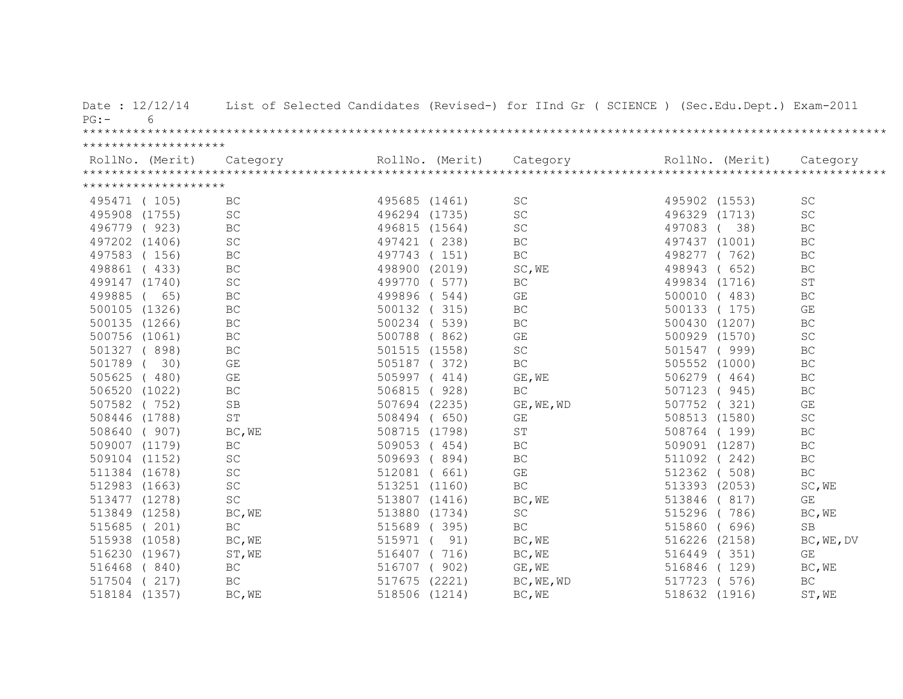Date : 12/12/14 List of Selected Candidates (Revised-) for IInd Gr ( SCIENCE ) (Sec.Edu.Dept.) Exam-2011

| RollNo. (Merit) | Category | RollNo. (Merit) | Category | RollNo. (Merit) | Category |
|---|---|---|---|---|---|
| 495471 ( 105) | BC | 495685 (1461) | SC | 495902 (1553) | SC |
| 495908 (1755) | SC | 496294 (1735) | SC | 496329 (1713) | SC |
| 496779 ( 923) | BC | 496815 (1564) | SC | 497083 ( 38) | BC |
| 497202 (1406) | SC | 497421 ( 238) | BC | 497437 (1001) | BC |
| 497583 ( 156) | BC | 497743 ( 151) | BC | 498277 ( 762) | BC |
| 498861 ( 433) | BC | 498900 (2019) | SC,WE | 498943 ( 652) | BC |
| 499147 (1740) | SC | 499770 ( 577) | BC | 499834 (1716) | ST |
| 499885 ( 65) | BC | 499896 ( 544) | GE | 500010 ( 483) | BC |
| 500105 (1326) | BC | 500132 ( 315) | BC | 500133 ( 175) | GE |
| 500135 (1266) | BC | 500234 ( 539) | BC | 500430 (1207) | BC |
| 500756 (1061) | BC | 500788 ( 862) | GE | 500929 (1570) | SC |
| 501327 ( 898) | BC | 501515 (1558) | SC | 501547 ( 999) | BC |
| 501789 ( 30) | GE | 505187 ( 372) | BC | 505552 (1000) | BC |
| 505625 ( 480) | GE | 505997 ( 414) | GE,WE | 506279 ( 464) | BC |
| 506520 (1022) | BC | 506815 ( 928) | BC | 507123 ( 945) | BC |
| 507582 ( 752) | SB | 507694 (2235) | GE,WE,WD | 507752 ( 321) | GE |
| 508446 (1788) | ST | 508494 ( 650) | GE | 508513 (1580) | SC |
| 508640 ( 907) | BC,WE | 508715 (1798) | ST | 508764 ( 199) | BC |
| 509007 (1179) | BC | 509053 ( 454) | BC | 509091 (1287) | BC |
| 509104 (1152) | SC | 509693 ( 894) | BC | 511092 ( 242) | BC |
| 511384 (1678) | SC | 512081 ( 661) | GE | 512362 ( 508) | BC |
| 512983 (1663) | SC | 513251 (1160) | BC | 513393 (2053) | SC,WE |
| 513477 (1278) | SC | 513807 (1416) | BC,WE | 513846 ( 817) | GE |
| 513849 (1258) | BC,WE | 513880 (1734) | SC | 515296 ( 786) | BC,WE |
| 515685 ( 201) | BC | 515689 ( 395) | BC | 515860 ( 696) | SB |
| 515938 (1058) | BC,WE | 515971 ( 91) | BC,WE | 516226 (2158) | BC,WE,DV |
| 516230 (1967) | ST,WE | 516407 ( 716) | BC,WE | 516449 ( 351) | GE |
| 516468 ( 840) | BC | 516707 ( 902) | GE,WE | 516846 ( 129) | BC,WE |
| 517504 ( 217) | BC | 517675 (2221) | BC,WE,WD | 517723 ( 576) | BC |
| 518184 (1357) | BC,WE | 518506 (1214) | BC,WE | 518632 (1916) | ST,WE |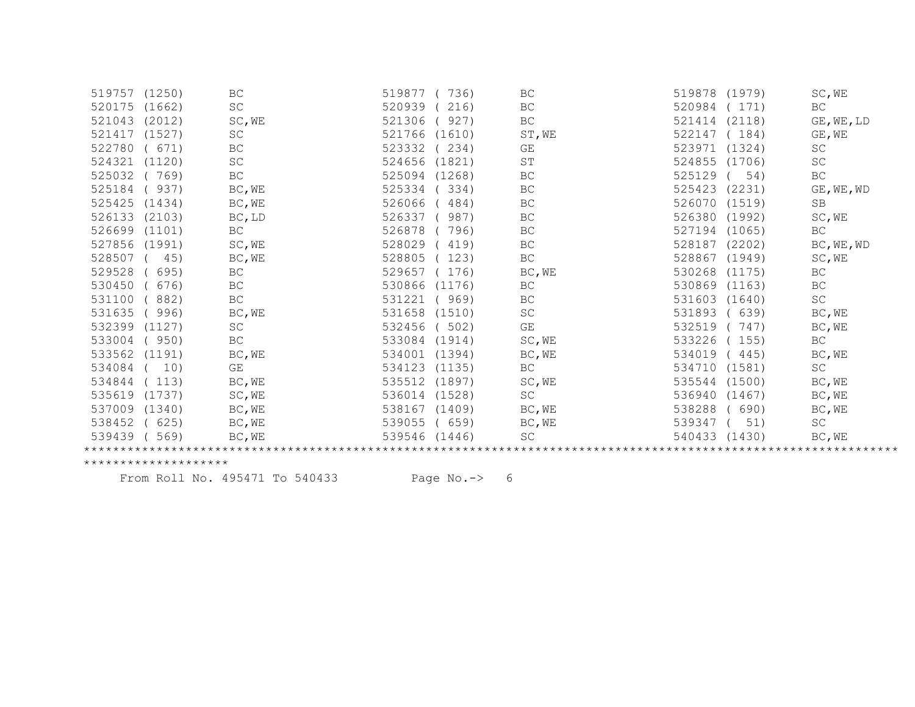| | | | | | |
|---|---|---|---|---|---|
| 519757 (1250) | BC | 519877 ( 736) | BC | 519878 (1979) | SC,WE |
| 520175 (1662) | SC | 520939 ( 216) | BC | 520984 ( 171) | BC |
| 521043 (2012) | SC,WE | 521306 ( 927) | BC | 521414 (2118) | GE,WE,LD |
| 521417 (1527) | SC | 521766 (1610) | ST,WE | 522147 ( 184) | GE,WE |
| 522780 ( 671) | BC | 523332 ( 234) | GE | 523971 (1324) | SC |
| 524321 (1120) | SC | 524656 (1821) | ST | 524855 (1706) | SC |
| 525032 ( 769) | BC | 525094 (1268) | BC | 525129 ( 54) | BC |
| 525184 ( 937) | BC,WE | 525334 ( 334) | BC | 525423 (2231) | GE,WE,WD |
| 525425 (1434) | BC,WE | 526066 ( 484) | BC | 526070 (1519) | SB |
| 526133 (2103) | BC,LD | 526337 ( 987) | BC | 526380 (1992) | SC,WE |
| 526699 (1101) | BC | 526878 ( 796) | BC | 527194 (1065) | BC |
| 527856 (1991) | SC,WE | 528029 ( 419) | BC | 528187 (2202) | BC,WE,WD |
| 528507 ( 45) | BC,WE | 528805 ( 123) | BC | 528867 (1949) | SC,WE |
| 529528 ( 695) | BC | 529657 ( 176) | BC,WE | 530268 (1175) | BC |
| 530450 ( 676) | BC | 530866 (1176) | BC | 530869 (1163) | BC |
| 531100 ( 882) | BC | 531221 ( 969) | BC | 531603 (1640) | SC |
| 531635 ( 996) | BC,WE | 531658 (1510) | SC | 531893 ( 639) | BC,WE |
| 532399 (1127) | SC | 532456 ( 502) | GE | 532519 ( 747) | BC,WE |
| 533004 ( 950) | BC | 533084 (1914) | SC,WE | 533226 ( 155) | BC |
| 533562 (1191) | BC,WE | 534001 (1394) | BC,WE | 534019 ( 445) | BC,WE |
| 534084 ( 10) | GE | 534123 (1135) | BC | 534710 (1581) | SC |
| 534844 ( 113) | BC,WE | 535512 (1897) | SC,WE | 535544 (1500) | BC,WE |
| 535619 (1737) | SC,WE | 536014 (1528) | SC | 536940 (1467) | BC,WE |
| 537009 (1340) | BC,WE | 538167 (1409) | BC,WE | 538288 ( 690) | BC,WE |
| 538452 ( 625) | BC,WE | 539055 ( 659) | BC,WE | 539347 ( 51) | SC |
| 539439 ( 569) | BC,WE | 539546 (1446) | SC | 540433 (1430) | BC,WE |

From Roll No. 495471 To 540433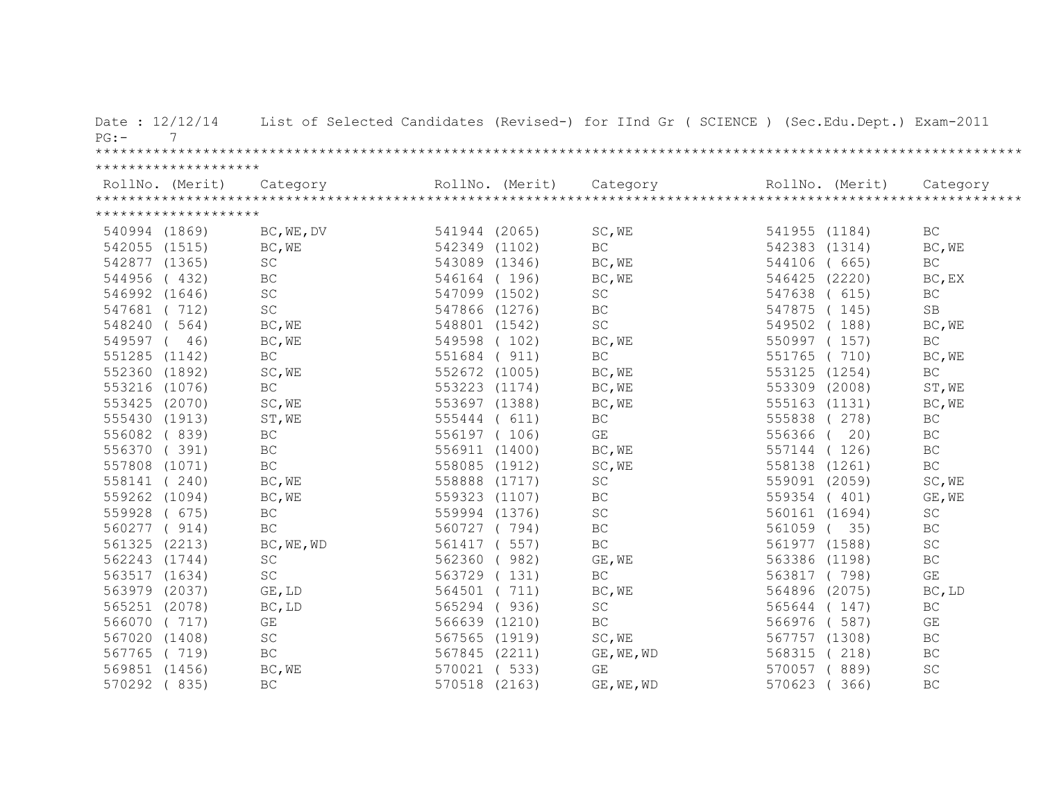Date : 12/12/14 List of Selected Candidates (Revised-) for IInd Gr ( SCIENCE ) (Sec.Edu.Dept.) Exam-2011

| RollNo. (Merit) | Category | RollNo. (Merit) | Category | RollNo. (Merit) | Category |
|---|---|---|---|---|---|
| 540994 (1869) | BC,WE,DV | 541944 (2065) | SC,WE | 541955 (1184) | BC |
| 542055 (1515) | BC,WE | 542349 (1102) | BC | 542383 (1314) | BC,WE |
| 542877 (1365) | SC | 543089 (1346) | BC,WE | 544106 ( 665) | BC |
| 544956 ( 432) | BC | 546164 ( 196) | BC,WE | 546425 (2220) | BC,EX |
| 546992 (1646) | SC | 547099 (1502) | SC | 547638 ( 615) | BC |
| 547681 ( 712) | SC | 547866 (1276) | BC | 547875 ( 145) | SB |
| 548240 ( 564) | BC,WE | 548801 (1542) | SC | 549502 ( 188) | BC,WE |
| 549597 ( 46) | BC,WE | 549598 ( 102) | BC,WE | 550997 ( 157) | BC |
| 551285 (1142) | BC | 551684 ( 911) | BC | 551765 ( 710) | BC,WE |
| 552360 (1892) | SC,WE | 552672 (1005) | BC,WE | 553125 (1254) | BC |
| 553216 (1076) | BC | 553223 (1174) | BC,WE | 553309 (2008) | ST,WE |
| 553425 (2070) | SC,WE | 553697 (1388) | BC,WE | 555163 (1131) | BC,WE |
| 555430 (1913) | ST,WE | 555444 ( 611) | BC | 555838 ( 278) | BC |
| 556082 ( 839) | BC | 556197 ( 106) | GE | 556366 ( 20) | BC |
| 556370 ( 391) | BC | 556911 (1400) | BC,WE | 557144 ( 126) | BC |
| 557808 (1071) | BC | 558085 (1912) | SC,WE | 558138 (1261) | BC |
| 558141 ( 240) | BC,WE | 558888 (1717) | SC | 559091 (2059) | SC,WE |
| 559262 (1094) | BC,WE | 559323 (1107) | BC | 559354 ( 401) | GE,WE |
| 559928 ( 675) | BC | 559994 (1376) | SC | 560161 (1694) | SC |
| 560277 ( 914) | BC | 560727 ( 794) | BC | 561059 ( 35) | BC |
| 561325 (2213) | BC,WE,WD | 561417 ( 557) | BC | 561977 (1588) | SC |
| 562243 (1744) | SC | 562360 ( 982) | GE,WE | 563386 (1198) | BC |
| 563517 (1634) | SC | 563729 ( 131) | BC | 563817 ( 798) | GE |
| 563979 (2037) | GE,LD | 564501 ( 711) | BC,WE | 564896 (2075) | BC,LD |
| 565251 (2078) | BC,LD | 565294 ( 936) | SC | 565644 ( 147) | BC |
| 566070 ( 717) | GE | 566639 (1210) | BC | 566976 ( 587) | GE |
| 567020 (1408) | SC | 567565 (1919) | SC,WE | 567757 (1308) | BC |
| 567765 ( 719) | BC | 567845 (2211) | GE,WE,WD | 568315 ( 218) | BC |
| 569851 (1456) | BC,WE | 570021 ( 533) | GE | 570057 ( 889) | SC |
| 570292 ( 835) | BC | 570518 (2163) | GE,WE,WD | 570623 ( 366) | BC |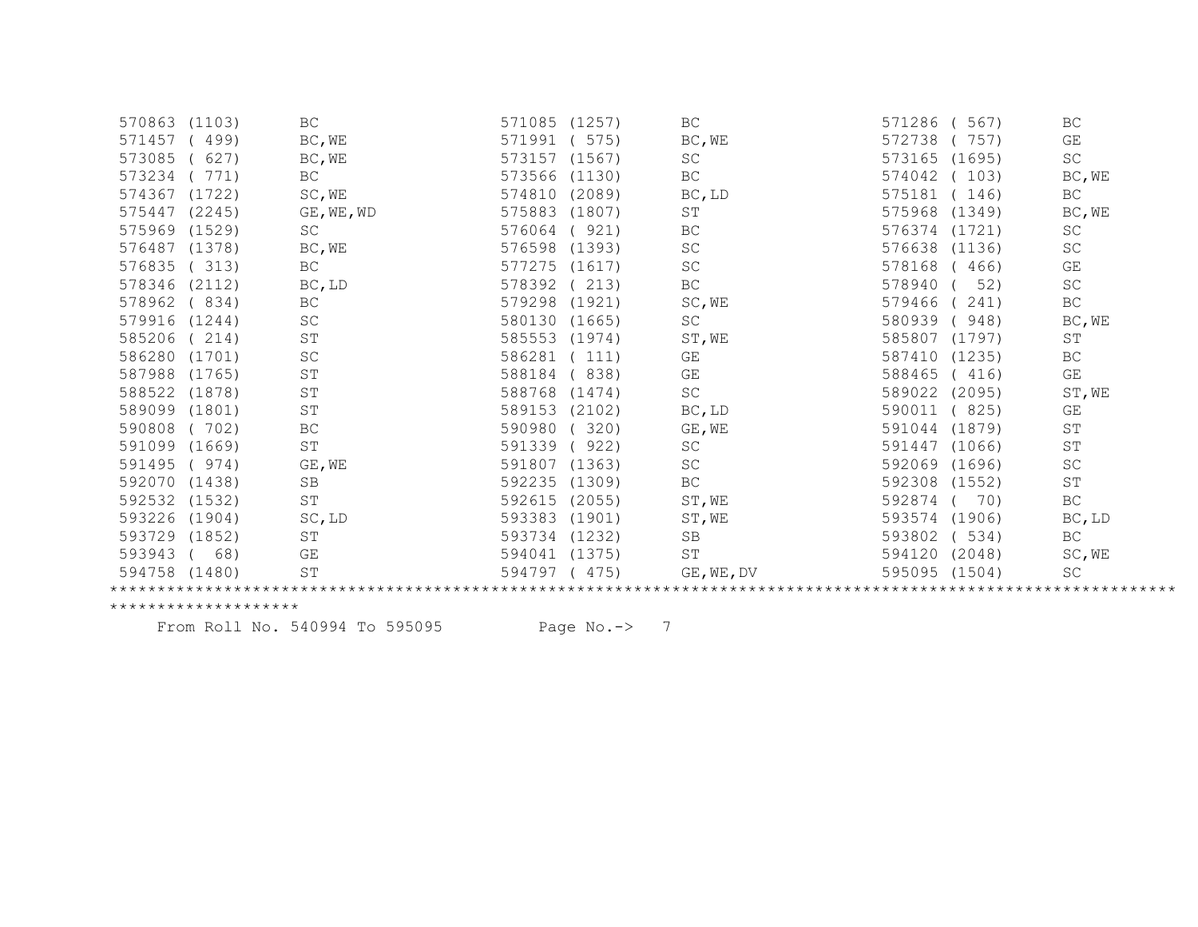```
570863 (1103)      BC                  571085 (1257)      BC                  571286 ( 567)      BC
571457 ( 499)      BC,WE               571991 ( 575)      BC,WE               572738 ( 757)      GE
573085 ( 627)      BC,WE               573157 (1567)      SC                  573165 (1695)      SC
573234 ( 771)      BC                  573566 (1130)      BC                  574042 ( 103)      BC,WE
574367 (1722)      SC,WE               574810 (2089)      BC,LD               575181 ( 146)      BC
575447 (2245)      GE,WE,WD            575883 (1807)      ST                  575968 (1349)      BC,WE
575969 (1529)      SC                  576064 ( 921)      BC                  576374 (1721)      SC
576487 (1378)      BC,WE               576598 (1393)      SC                  576638 (1136)      SC
576835 ( 313)      BC                  577275 (1617)      SC                  578168 ( 466)      GE
578346 (2112)      BC,LD               578392 ( 213)      BC                  578940 (  52)      SC
578962 ( 834)      BC                  579298 (1921)      SC,WE               579466 ( 241)      BC
579916 (1244)      SC                  580130 (1665)      SC                  580939 ( 948)      BC,WE
585206 ( 214)      ST                  585553 (1974)      ST,WE               585807 (1797)      ST
586280 (1701)      SC                  586281 ( 111)      GE                  587410 (1235)      BC
587988 (1765)      ST                  588184 ( 838)      GE                  588465 ( 416)      GE
588522 (1878)      ST                  588768 (1474)      SC                  589022 (2095)      ST,WE
589099 (1801)      ST                  589153 (2102)      BC,LD               590011 ( 825)      GE
590808 ( 702)      BC                  590980 ( 320)      GE,WE               591044 (1879)      ST
591099 (1669)      ST                  591339 ( 922)      SC                  591447 (1066)      ST
591495 ( 974)      GE,WE               591807 (1363)      SC                  592069 (1696)      SC
592070 (1438)      SB                  592235 (1309)      BC                  592308 (1552)      ST
592532 (1532)      ST                  592615 (2055)      ST,WE               592874 (  70)      BC
593226 (1904)      SC,LD               593383 (1901)      ST,WE               593574 (1906)      BC,LD
593729 (1852)      ST                  593734 (1232)      SB                  593802 ( 534)      BC
593943 (  68)      GE                  594041 (1375)      ST                  594120 (2048)      SC,WE
594758 (1480)      ST                  594797 ( 475)      GE,WE,DV            595095 (1504)      SC
```

From Roll No. 540994 To 595095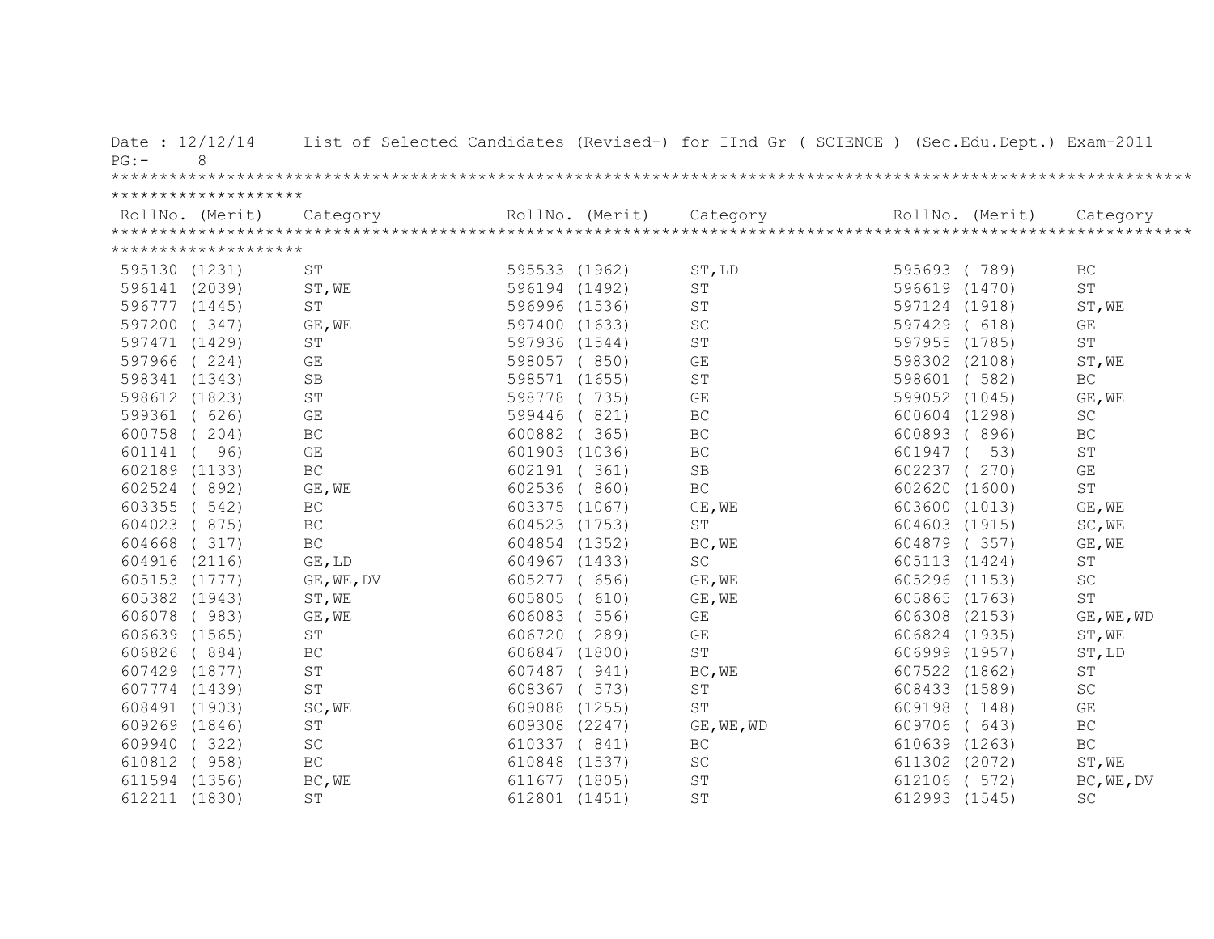Date : 12/12/14 List of Selected Candidates (Revised-) for IInd Gr ( SCIENCE ) (Sec.Edu.Dept.) Exam-2011

PG:- 8

| RollNo. (Merit) | Category | RollNo. (Merit) | Category | RollNo. (Merit) | Category |
|---|---|---|---|---|---|
| 595130 (1231) | ST | 595533 (1962) | ST,LD | 595693 ( 789) | BC |
| 596141 (2039) | ST,WE | 596194 (1492) | ST | 596619 (1470) | ST |
| 596777 (1445) | ST | 596996 (1536) | ST | 597124 (1918) | ST,WE |
| 597200 ( 347) | GE,WE | 597400 (1633) | SC | 597429 ( 618) | GE |
| 597471 (1429) | ST | 597936 (1544) | ST | 597955 (1785) | ST |
| 597966 ( 224) | GE | 598057 ( 850) | GE | 598302 (2108) | ST,WE |
| 598341 (1343) | SB | 598571 (1655) | ST | 598601 ( 582) | BC |
| 598612 (1823) | ST | 598778 ( 735) | GE | 599052 (1045) | GE,WE |
| 599361 ( 626) | GE | 599446 ( 821) | BC | 600604 (1298) | SC |
| 600758 ( 204) | BC | 600882 ( 365) | BC | 600893 ( 896) | BC |
| 601141 ( 96) | GE | 601903 (1036) | BC | 601947 ( 53) | ST |
| 602189 (1133) | BC | 602191 ( 361) | SB | 602237 ( 270) | GE |
| 602524 ( 892) | GE,WE | 602536 ( 860) | BC | 602620 (1600) | ST |
| 603355 ( 542) | BC | 603375 (1067) | GE,WE | 603600 (1013) | GE,WE |
| 604023 ( 875) | BC | 604523 (1753) | ST | 604603 (1915) | SC,WE |
| 604668 ( 317) | BC | 604854 (1352) | BC,WE | 604879 ( 357) | GE,WE |
| 604916 (2116) | GE,LD | 604967 (1433) | SC | 605113 (1424) | ST |
| 605153 (1777) | GE,WE,DV | 605277 ( 656) | GE,WE | 605296 (1153) | SC |
| 605382 (1943) | ST,WE | 605805 ( 610) | GE,WE | 605865 (1763) | ST |
| 606078 ( 983) | GE,WE | 606083 ( 556) | GE | 606308 (2153) | GE,WE,WD |
| 606639 (1565) | ST | 606720 ( 289) | GE | 606824 (1935) | ST,WE |
| 606826 ( 884) | BC | 606847 (1800) | ST | 606999 (1957) | ST,LD |
| 607429 (1877) | ST | 607487 ( 941) | BC,WE | 607522 (1862) | ST |
| 607774 (1439) | ST | 608367 ( 573) | ST | 608433 (1589) | SC |
| 608491 (1903) | SC,WE | 609088 (1255) | ST | 609198 ( 148) | GE |
| 609269 (1846) | ST | 609308 (2247) | GE,WE,WD | 609706 ( 643) | BC |
| 609940 ( 322) | SC | 610337 ( 841) | BC | 610639 (1263) | BC |
| 610812 ( 958) | BC | 610848 (1537) | SC | 611302 (2072) | ST,WE |
| 611594 (1356) | BC,WE | 611677 (1805) | ST | 612106 ( 572) | BC,WE,DV |
| 612211 (1830) | ST | 612801 (1451) | ST | 612993 (1545) | SC |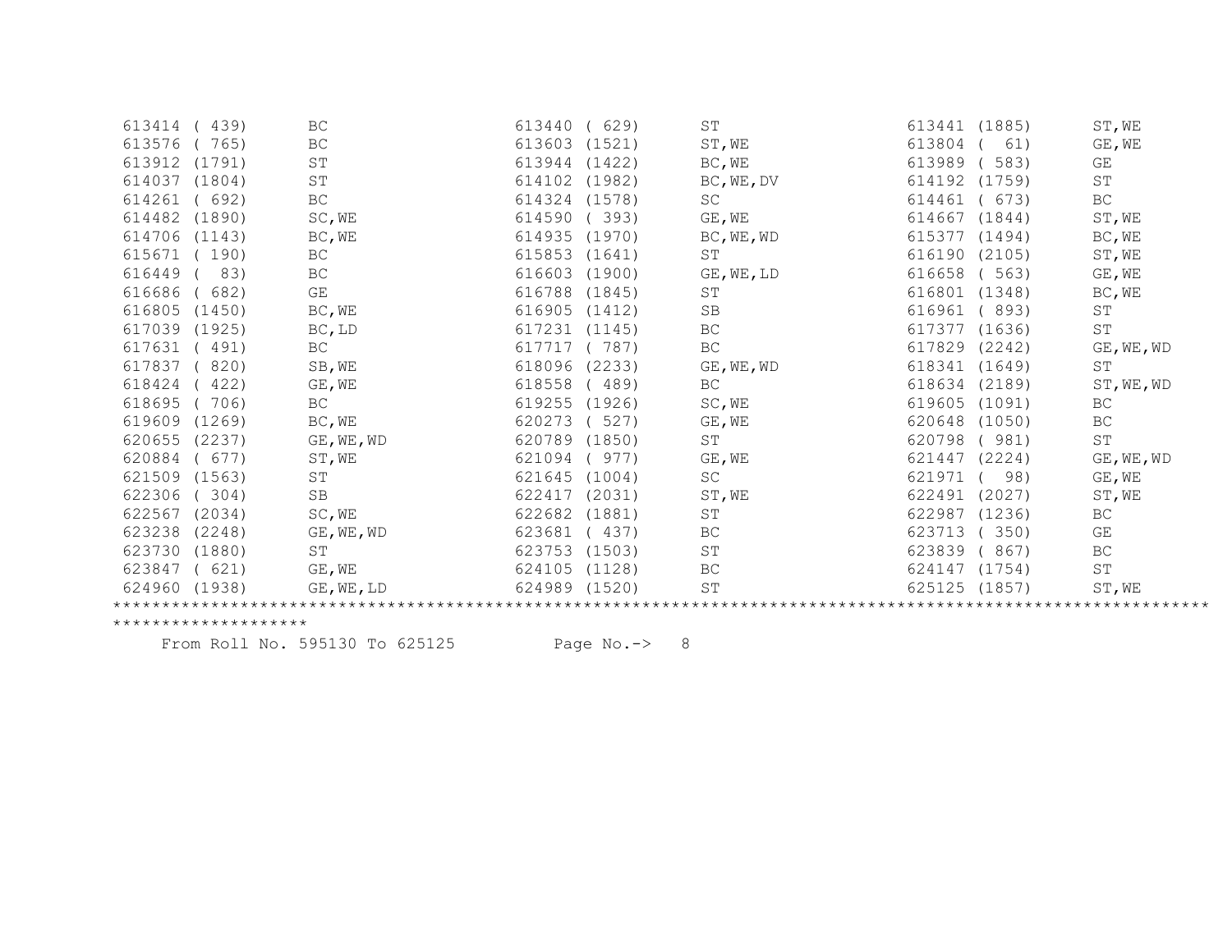| | | | | | |
|---|---|---|---|---|---|
| 613414 ( 439) | BC | 613440 ( 629) | ST | 613441 (1885) | ST,WE |
| 613576 ( 765) | BC | 613603 (1521) | ST,WE | 613804 (  61) | GE,WE |
| 613912 (1791) | ST | 613944 (1422) | BC,WE | 613989 ( 583) | GE |
| 614037 (1804) | ST | 614102 (1982) | BC,WE,DV | 614192 (1759) | ST |
| 614261 ( 692) | BC | 614324 (1578) | SC | 614461 ( 673) | BC |
| 614482 (1890) | SC,WE | 614590 ( 393) | GE,WE | 614667 (1844) | ST,WE |
| 614706 (1143) | BC,WE | 614935 (1970) | BC,WE,WD | 615377 (1494) | BC,WE |
| 615671 ( 190) | BC | 615853 (1641) | ST | 616190 (2105) | ST,WE |
| 616449 (  83) | BC | 616603 (1900) | GE,WE,LD | 616658 ( 563) | GE,WE |
| 616686 ( 682) | GE | 616788 (1845) | ST | 616801 (1348) | BC,WE |
| 616805 (1450) | BC,WE | 616905 (1412) | SB | 616961 ( 893) | ST |
| 617039 (1925) | BC,LD | 617231 (1145) | BC | 617377 (1636) | ST |
| 617631 ( 491) | BC | 617717 ( 787) | BC | 617829 (2242) | GE,WE,WD |
| 617837 ( 820) | SB,WE | 618096 (2233) | GE,WE,WD | 618341 (1649) | ST |
| 618424 ( 422) | GE,WE | 618558 ( 489) | BC | 618634 (2189) | ST,WE,WD |
| 618695 ( 706) | BC | 619255 (1926) | SC,WE | 619605 (1091) | BC |
| 619609 (1269) | BC,WE | 620273 ( 527) | GE,WE | 620648 (1050) | BC |
| 620655 (2237) | GE,WE,WD | 620789 (1850) | ST | 620798 ( 981) | ST |
| 620884 ( 677) | ST,WE | 621094 ( 977) | GE,WE | 621447 (2224) | GE,WE,WD |
| 621509 (1563) | ST | 621645 (1004) | SC | 621971 (  98) | GE,WE |
| 622306 ( 304) | SB | 622417 (2031) | ST,WE | 622491 (2027) | ST,WE |
| 622567 (2034) | SC,WE | 622682 (1881) | ST | 622987 (1236) | BC |
| 623238 (2248) | GE,WE,WD | 623681 ( 437) | BC | 623713 ( 350) | GE |
| 623730 (1880) | ST | 623753 (1503) | ST | 623839 ( 867) | BC |
| 623847 ( 621) | GE,WE | 624105 (1128) | BC | 624147 (1754) | ST |
| 624960 (1938) | GE,WE,LD | 624989 (1520) | ST | 625125 (1857) | ST,WE |

From Roll No. 595130 To 625125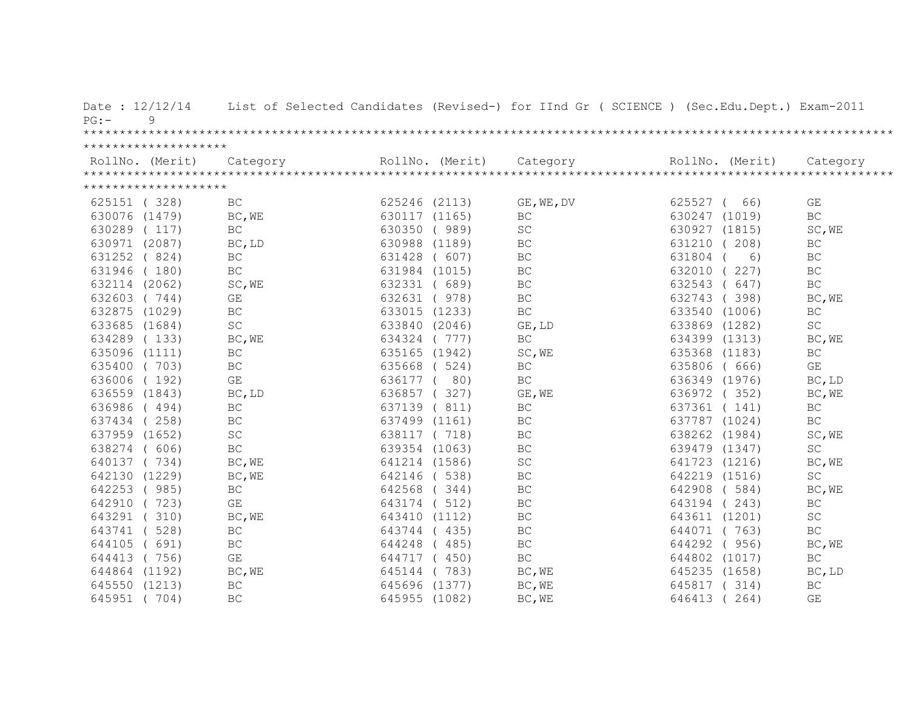Date : 12/12/14 List of Selected Candidates (Revised-) for IInd Gr ( SCIENCE ) (Sec.Edu.Dept.) Exam-2011

| RollNo. (Merit) | Category | RollNo. (Merit) | Category | RollNo. (Merit) | Category |
|---|---|---|---|---|---|
| 625151 ( 328) | BC | 625246 (2113) | GE,WE,DV | 625527 ( 66) | GE |
| 630076 (1479) | BC,WE | 630117 (1165) | BC | 630247 (1019) | BC |
| 630289 ( 117) | BC | 630350 ( 989) | SC | 630927 (1815) | SC,WE |
| 630971 (2087) | BC,LD | 630988 (1189) | BC | 631210 ( 208) | BC |
| 631252 ( 824) | BC | 631428 ( 607) | BC | 631804 ( 6) | BC |
| 631946 ( 180) | BC | 631984 (1015) | BC | 632010 ( 227) | BC |
| 632114 (2062) | SC,WE | 632331 ( 689) | BC | 632543 ( 647) | BC |
| 632603 ( 744) | GE | 632631 ( 978) | BC | 632743 ( 398) | BC,WE |
| 632875 (1029) | BC | 633015 (1233) | BC | 633540 (1006) | BC |
| 633685 (1684) | SC | 633840 (2046) | GE,LD | 633869 (1282) | SC |
| 634289 ( 133) | BC,WE | 634324 ( 777) | BC | 634399 (1313) | BC,WE |
| 635096 (1111) | BC | 635165 (1942) | SC,WE | 635368 (1183) | BC |
| 635400 ( 703) | BC | 635668 ( 524) | BC | 635806 ( 666) | GE |
| 636006 ( 192) | GE | 636177 ( 80) | BC | 636349 (1976) | BC,LD |
| 636559 (1843) | BC,LD | 636857 ( 327) | GE,WE | 636972 ( 352) | BC,WE |
| 636986 ( 494) | BC | 637139 ( 811) | BC | 637361 ( 141) | BC |
| 637434 ( 258) | BC | 637499 (1161) | BC | 637787 (1024) | BC |
| 637959 (1652) | SC | 638117 ( 718) | BC | 638262 (1984) | SC,WE |
| 638274 ( 606) | BC | 639354 (1063) | BC | 639479 (1347) | SC |
| 640137 ( 734) | BC,WE | 641214 (1586) | SC | 641723 (1216) | BC,WE |
| 642130 (1229) | BC,WE | 642146 ( 538) | BC | 642219 (1516) | SC |
| 642253 ( 985) | BC | 642568 ( 344) | BC | 642908 ( 584) | BC,WE |
| 642910 ( 723) | GE | 643174 ( 512) | BC | 643194 ( 243) | BC |
| 643291 ( 310) | BC,WE | 643410 (1112) | BC | 643611 (1201) | SC |
| 643741 ( 528) | BC | 643744 ( 435) | BC | 644071 ( 763) | BC |
| 644105 ( 691) | BC | 644248 ( 485) | BC | 644292 ( 956) | BC,WE |
| 644413 ( 756) | GE | 644717 ( 450) | BC | 644802 (1017) | BC |
| 644864 (1192) | BC,WE | 645144 ( 783) | BC,WE | 645235 (1658) | BC,LD |
| 645550 (1213) | BC | 645696 (1377) | BC,WE | 645817 ( 314) | BC |
| 645951 ( 704) | BC | 645955 (1082) | BC,WE | 646413 ( 264) | GE |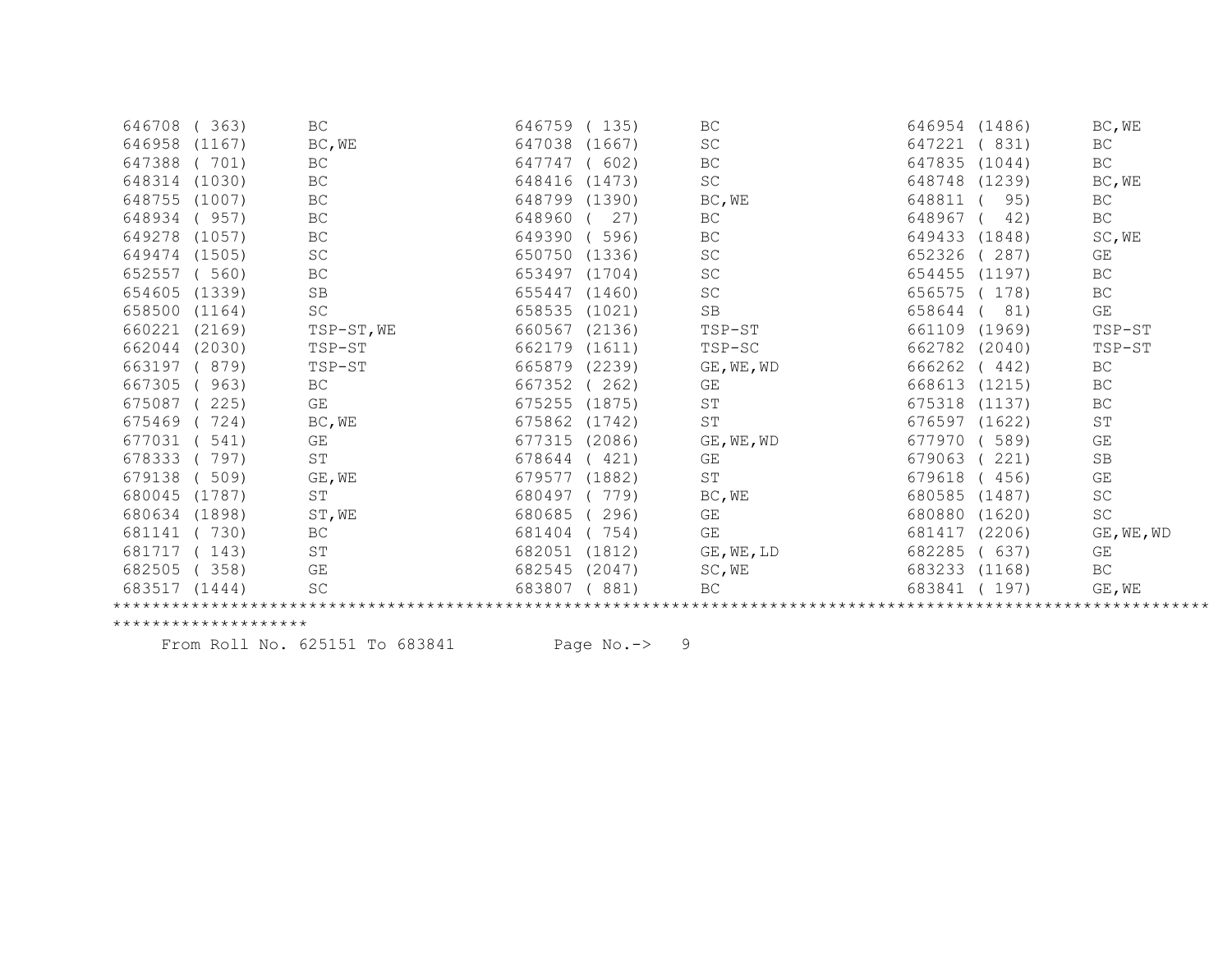| | | | | | |
|---|---|---|---|---|---|
| 646708 ( 363) | BC | 646759 ( 135) | BC | 646954 (1486) | BC,WE |
| 646958 (1167) | BC,WE | 647038 (1667) | SC | 647221 ( 831) | BC |
| 647388 ( 701) | BC | 647747 ( 602) | BC | 647835 (1044) | BC |
| 648314 (1030) | BC | 648416 (1473) | SC | 648748 (1239) | BC,WE |
| 648755 (1007) | BC | 648799 (1390) | BC,WE | 648811 ( 95) | BC |
| 648934 ( 957) | BC | 648960 ( 27) | BC | 648967 ( 42) | BC |
| 649278 (1057) | BC | 649390 ( 596) | BC | 649433 (1848) | SC,WE |
| 649474 (1505) | SC | 650750 (1336) | SC | 652326 ( 287) | GE |
| 652557 ( 560) | BC | 653497 (1704) | SC | 654455 (1197) | BC |
| 654605 (1339) | SB | 655447 (1460) | SC | 656575 ( 178) | BC |
| 658500 (1164) | SC | 658535 (1021) | SB | 658644 ( 81) | GE |
| 660221 (2169) | TSP-ST,WE | 660567 (2136) | TSP-ST | 661109 (1969) | TSP-ST |
| 662044 (2030) | TSP-ST | 662179 (1611) | TSP-SC | 662782 (2040) | TSP-ST |
| 663197 ( 879) | TSP-ST | 665879 (2239) | GE,WE,WD | 666262 ( 442) | BC |
| 667305 ( 963) | BC | 667352 ( 262) | GE | 668613 (1215) | BC |
| 675087 ( 225) | GE | 675255 (1875) | ST | 675318 (1137) | BC |
| 675469 ( 724) | BC,WE | 675862 (1742) | ST | 676597 (1622) | ST |
| 677031 ( 541) | GE | 677315 (2086) | GE,WE,WD | 677970 ( 589) | GE |
| 678333 ( 797) | ST | 678644 ( 421) | GE | 679063 ( 221) | SB |
| 679138 ( 509) | GE,WE | 679577 (1882) | ST | 679618 ( 456) | GE |
| 680045 (1787) | ST | 680497 ( 779) | BC,WE | 680585 (1487) | SC |
| 680634 (1898) | ST,WE | 680685 ( 296) | GE | 680880 (1620) | SC |
| 681141 ( 730) | BC | 681404 ( 754) | GE | 681417 (2206) | GE,WE,WD |
| 681717 ( 143) | ST | 682051 (1812) | GE,WE,LD | 682285 ( 637) | GE |
| 682505 ( 358) | GE | 682545 (2047) | SC,WE | 683233 (1168) | BC |
| 683517 (1444) | SC | 683807 ( 881) | BC | 683841 ( 197) | GE,WE |

From Roll No. 625151 To 683841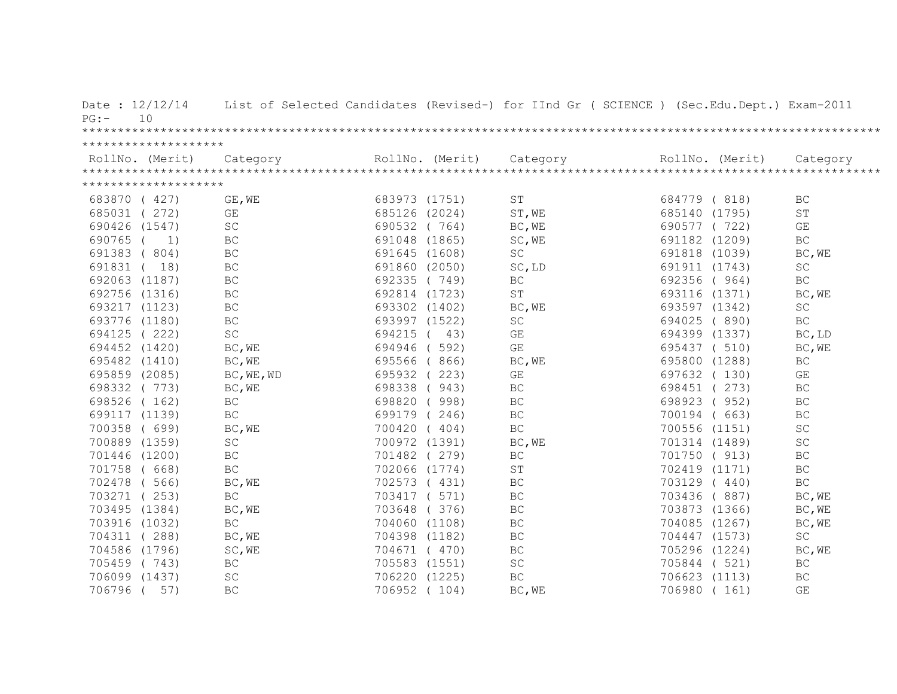Date : 12/12/14 List of Selected Candidates (Revised-) for IInd Gr ( SCIENCE ) (Sec.Edu.Dept.) Exam-2011

PG:- 10

| RollNo. (Merit) | Category | RollNo. (Merit) | Category | RollNo. (Merit) | Category |
|---|---|---|---|---|---|
| 683870 ( 427) | GE,WE | 683973 (1751) | ST | 684779 ( 818) | BC |
| 685031 ( 272) | GE | 685126 (2024) | ST,WE | 685140 (1795) | ST |
| 690426 (1547) | SC | 690532 ( 764) | BC,WE | 690577 ( 722) | GE |
| 690765 ( 1) | BC | 691048 (1865) | SC,WE | 691182 (1209) | BC |
| 691383 ( 804) | BC | 691645 (1608) | SC | 691818 (1039) | BC,WE |
| 691831 ( 18) | BC | 691860 (2050) | SC,LD | 691911 (1743) | SC |
| 692063 (1187) | BC | 692335 ( 749) | BC | 692356 ( 964) | BC |
| 692756 (1316) | BC | 692814 (1723) | ST | 693116 (1371) | BC,WE |
| 693217 (1123) | BC | 693302 (1402) | BC,WE | 693597 (1342) | SC |
| 693776 (1180) | BC | 693997 (1522) | SC | 694025 ( 890) | BC |
| 694125 ( 222) | SC | 694215 ( 43) | GE | 694399 (1337) | BC,LD |
| 694452 (1420) | BC,WE | 694946 ( 592) | GE | 695437 ( 510) | BC,WE |
| 695482 (1410) | BC,WE | 695566 ( 866) | BC,WE | 695800 (1288) | BC |
| 695859 (2085) | BC,WE,WD | 695932 ( 223) | GE | 697632 ( 130) | GE |
| 698332 ( 773) | BC,WE | 698338 ( 943) | BC | 698451 ( 273) | BC |
| 698526 ( 162) | BC | 698820 ( 998) | BC | 698923 ( 952) | BC |
| 699117 (1139) | BC | 699179 ( 246) | BC | 700194 ( 663) | BC |
| 700358 ( 699) | BC,WE | 700420 ( 404) | BC | 700556 (1151) | SC |
| 700889 (1359) | SC | 700972 (1391) | BC,WE | 701314 (1489) | SC |
| 701446 (1200) | BC | 701482 ( 279) | BC | 701750 ( 913) | BC |
| 701758 ( 668) | BC | 702066 (1774) | ST | 702419 (1171) | BC |
| 702478 ( 566) | BC,WE | 702573 ( 431) | BC | 703129 ( 440) | BC |
| 703271 ( 253) | BC | 703417 ( 571) | BC | 703436 ( 887) | BC,WE |
| 703495 (1384) | BC,WE | 703648 ( 376) | BC | 703873 (1366) | BC,WE |
| 703916 (1032) | BC | 704060 (1108) | BC | 704085 (1267) | BC,WE |
| 704311 ( 288) | BC,WE | 704398 (1182) | BC | 704447 (1573) | SC |
| 704586 (1796) | SC,WE | 704671 ( 470) | BC | 705296 (1224) | BC,WE |
| 705459 ( 743) | BC | 705583 (1551) | SC | 705844 ( 521) | BC |
| 706099 (1437) | SC | 706220 (1225) | BC | 706623 (1113) | BC |
| 706796 ( 57) | BC | 706952 ( 104) | BC,WE | 706980 ( 161) | GE |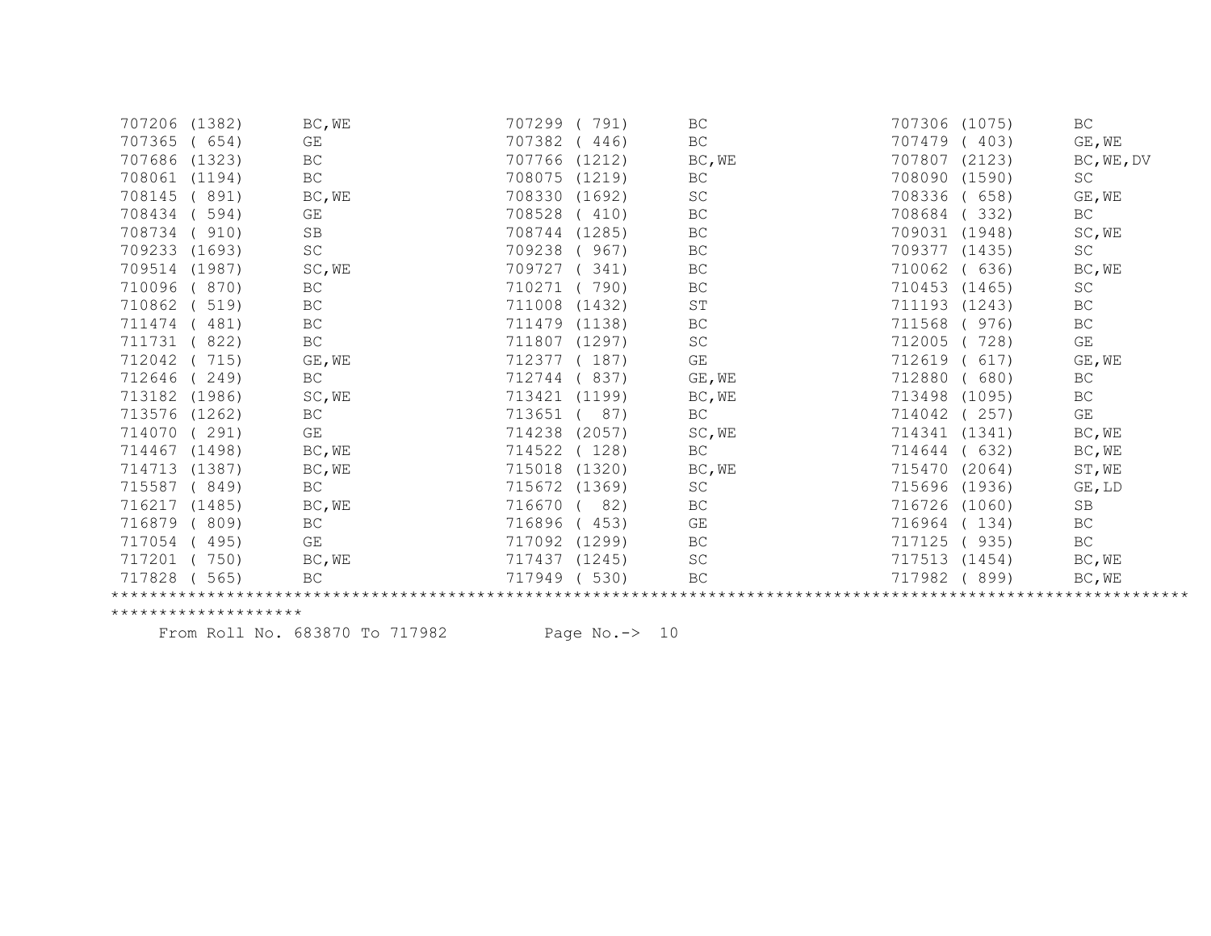| Roll No. | Category | Roll No. | Category | Roll No. | Category |
|---|---|---|---|---|---|
| 707206 (1382) | BC,WE | 707299 ( 791) | BC | 707306 (1075) | BC |
| 707365 ( 654) | GE | 707382 ( 446) | BC | 707479 ( 403) | GE,WE |
| 707686 (1323) | BC | 707766 (1212) | BC,WE | 707807 (2123) | BC,WE,DV |
| 708061 (1194) | BC | 708075 (1219) | BC | 708090 (1590) | SC |
| 708145 ( 891) | BC,WE | 708330 (1692) | SC | 708336 ( 658) | GE,WE |
| 708434 ( 594) | GE | 708528 ( 410) | BC | 708684 ( 332) | BC |
| 708734 ( 910) | SB | 708744 (1285) | BC | 709031 (1948) | SC,WE |
| 709233 (1693) | SC | 709238 ( 967) | BC | 709377 (1435) | SC |
| 709514 (1987) | SC,WE | 709727 ( 341) | BC | 710062 ( 636) | BC,WE |
| 710096 ( 870) | BC | 710271 ( 790) | BC | 710453 (1465) | SC |
| 710862 ( 519) | BC | 711008 (1432) | ST | 711193 (1243) | BC |
| 711474 ( 481) | BC | 711479 (1138) | BC | 711568 ( 976) | BC |
| 711731 ( 822) | BC | 711807 (1297) | SC | 712005 ( 728) | GE |
| 712042 ( 715) | GE,WE | 712377 ( 187) | GE | 712619 ( 617) | GE,WE |
| 712646 ( 249) | BC | 712744 ( 837) | GE,WE | 712880 ( 680) | BC |
| 713182 (1986) | SC,WE | 713421 (1199) | BC,WE | 713498 (1095) | BC |
| 713576 (1262) | BC | 713651 ( 87) | BC | 714042 ( 257) | GE |
| 714070 ( 291) | GE | 714238 (2057) | SC,WE | 714341 (1341) | BC,WE |
| 714467 (1498) | BC,WE | 714522 ( 128) | BC | 714644 ( 632) | BC,WE |
| 714713 (1387) | BC,WE | 715018 (1320) | BC,WE | 715470 (2064) | ST,WE |
| 715587 ( 849) | BC | 715672 (1369) | SC | 715696 (1936) | GE,LD |
| 716217 (1485) | BC,WE | 716670 ( 82) | BC | 716726 (1060) | SB |
| 716879 ( 809) | BC | 716896 ( 453) | GE | 716964 ( 134) | BC |
| 717054 ( 495) | GE | 717092 (1299) | BC | 717125 ( 935) | BC |
| 717201 ( 750) | BC,WE | 717437 (1245) | SC | 717513 (1454) | BC,WE |
| 717828 ( 565) | BC | 717949 ( 530) | BC | 717982 ( 899) | BC,WE |

From Roll No. 683870 To 717982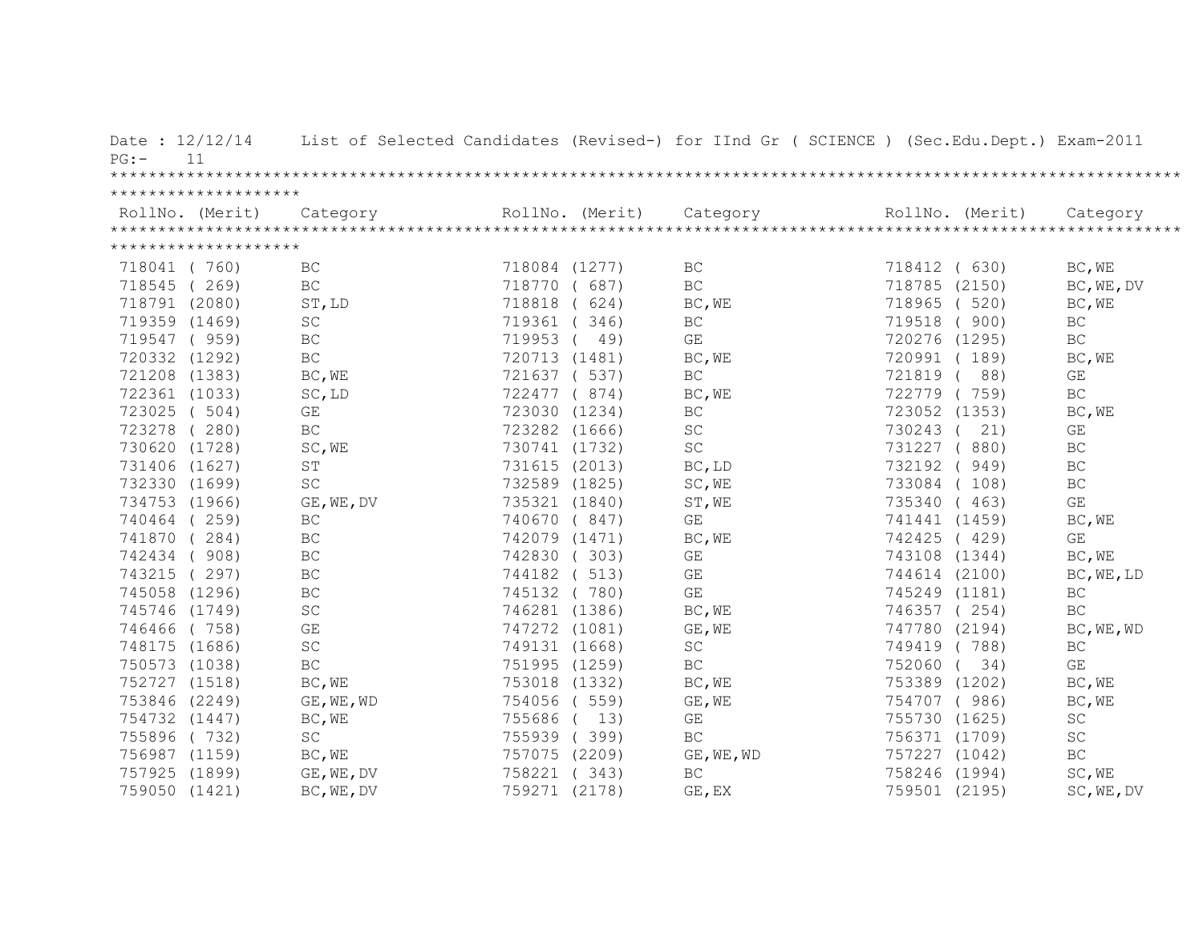Date : 12/12/14 List of Selected Candidates (Revised-) for IInd Gr ( SCIENCE ) (Sec.Edu.Dept.) Exam-2011

PG:- 11

| RollNo. (Merit) | Category | RollNo. (Merit) | Category | RollNo. (Merit) | Category |
|---|---|---|---|---|---|
| 718041 ( 760) | BC | 718084 (1277) | BC | 718412 ( 630) | BC,WE |
| 718545 ( 269) | BC | 718770 ( 687) | BC | 718785 (2150) | BC,WE,DV |
| 718791 (2080) | ST,LD | 718818 ( 624) | BC,WE | 718965 ( 520) | BC,WE |
| 719359 (1469) | SC | 719361 ( 346) | BC | 719518 ( 900) | BC |
| 719547 ( 959) | BC | 719953 ( 49) | GE | 720276 (1295) | BC |
| 720332 (1292) | BC | 720713 (1481) | BC,WE | 720991 ( 189) | BC,WE |
| 721208 (1383) | BC,WE | 721637 ( 537) | BC | 721819 ( 88) | GE |
| 722361 (1033) | SC,LD | 722477 ( 874) | BC,WE | 722779 ( 759) | BC |
| 723025 ( 504) | GE | 723030 (1234) | BC | 723052 (1353) | BC,WE |
| 723278 ( 280) | BC | 723282 (1666) | SC | 730243 ( 21) | GE |
| 730620 (1728) | SC,WE | 730741 (1732) | SC | 731227 ( 880) | BC |
| 731406 (1627) | ST | 731615 (2013) | BC,LD | 732192 ( 949) | BC |
| 732330 (1699) | SC | 732589 (1825) | SC,WE | 733084 ( 108) | BC |
| 734753 (1966) | GE,WE,DV | 735321 (1840) | ST,WE | 735340 ( 463) | GE |
| 740464 ( 259) | BC | 740670 ( 847) | GE | 741441 (1459) | BC,WE |
| 741870 ( 284) | BC | 742079 (1471) | BC,WE | 742425 ( 429) | GE |
| 742434 ( 908) | BC | 742830 ( 303) | GE | 743108 (1344) | BC,WE |
| 743215 ( 297) | BC | 744182 ( 513) | GE | 744614 (2100) | BC,WE,LD |
| 745058 (1296) | BC | 745132 ( 780) | GE | 745249 (1181) | BC |
| 745746 (1749) | SC | 746281 (1386) | BC,WE | 746357 ( 254) | BC |
| 746466 ( 758) | GE | 747272 (1081) | GE,WE | 747780 (2194) | BC,WE,WD |
| 748175 (1686) | SC | 749131 (1668) | SC | 749419 ( 788) | BC |
| 750573 (1038) | BC | 751995 (1259) | BC | 752060 ( 34) | GE |
| 752727 (1518) | BC,WE | 753018 (1332) | BC,WE | 753389 (1202) | BC,WE |
| 753846 (2249) | GE,WE,WD | 754056 ( 559) | GE,WE | 754707 ( 986) | BC,WE |
| 754732 (1447) | BC,WE | 755686 ( 13) | GE | 755730 (1625) | SC |
| 755896 ( 732) | SC | 755939 ( 399) | BC | 756371 (1709) | SC |
| 756987 (1159) | BC,WE | 757075 (2209) | GE,WE,WD | 757227 (1042) | BC |
| 757925 (1899) | GE,WE,DV | 758221 ( 343) | BC | 758246 (1994) | SC,WE |
| 759050 (1421) | BC,WE,DV | 759271 (2178) | GE,EX | 759501 (2195) | SC,WE,DV |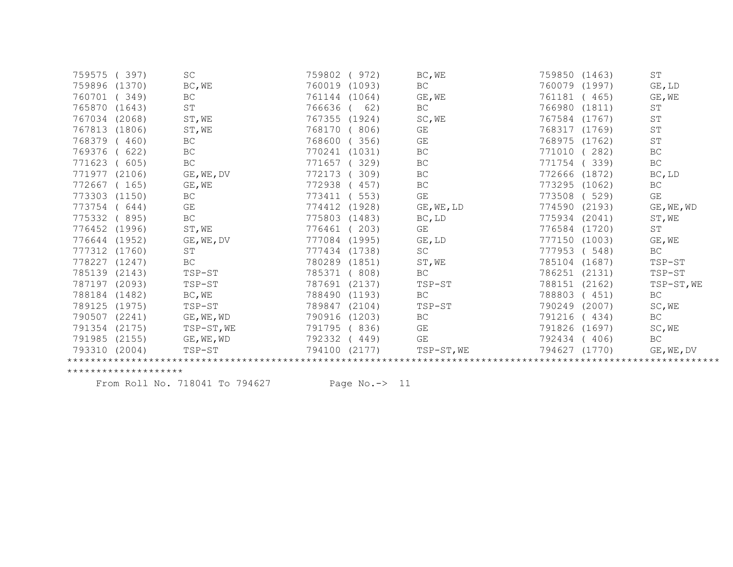| | | | | | |
|---|---|---|---|---|---|
| 759575 ( 397) | SC | 759802 ( 972) | BC,WE | 759850 (1463) | ST |
| 759896 (1370) | BC,WE | 760019 (1093) | BC | 760079 (1997) | GE,LD |
| 760701 ( 349) | BC | 761144 (1064) | GE,WE | 761181 ( 465) | GE,WE |
| 765870 (1643) | ST | 766636 ( 62) | BC | 766980 (1811) | ST |
| 767034 (2068) | ST,WE | 767355 (1924) | SC,WE | 767584 (1767) | ST |
| 767813 (1806) | ST,WE | 768170 ( 806) | GE | 768317 (1769) | ST |
| 768379 ( 460) | BC | 768600 ( 356) | GE | 768975 (1762) | ST |
| 769376 ( 622) | BC | 770241 (1031) | BC | 771010 ( 282) | BC |
| 771623 ( 605) | BC | 771657 ( 329) | BC | 771754 ( 339) | BC |
| 771977 (2106) | GE,WE,DV | 772173 ( 309) | BC | 772666 (1872) | BC,LD |
| 772667 ( 165) | GE,WE | 772938 ( 457) | BC | 773295 (1062) | BC |
| 773303 (1150) | BC | 773411 ( 553) | GE | 773508 ( 529) | GE |
| 773754 ( 644) | GE | 774412 (1928) | GE,WE,LD | 774590 (2193) | GE,WE,WD |
| 775332 ( 895) | BC | 775803 (1483) | BC,LD | 775934 (2041) | ST,WE |
| 776452 (1996) | ST,WE | 776461 ( 203) | GE | 776584 (1720) | ST |
| 776644 (1952) | GE,WE,DV | 777084 (1995) | GE,LD | 777150 (1003) | GE,WE |
| 777312 (1760) | ST | 777434 (1738) | SC | 777953 ( 548) | BC |
| 778227 (1247) | BC | 780289 (1851) | ST,WE | 785104 (1687) | TSP-ST |
| 785139 (2143) | TSP-ST | 785371 ( 808) | BC | 786251 (2131) | TSP-ST |
| 787197 (2093) | TSP-ST | 787691 (2137) | TSP-ST | 788151 (2162) | TSP-ST,WE |
| 788184 (1482) | BC,WE | 788490 (1193) | BC | 788803 ( 451) | BC |
| 789125 (1975) | TSP-ST | 789847 (2104) | TSP-ST | 790249 (2007) | SC,WE |
| 790507 (2241) | GE,WE,WD | 790916 (1203) | BC | 791216 ( 434) | BC |
| 791354 (2175) | TSP-ST,WE | 791795 ( 836) | GE | 791826 (1697) | SC,WE |
| 791985 (2155) | GE,WE,WD | 792332 ( 449) | GE | 792434 ( 406) | BC |
| 793310 (2004) | TSP-ST | 794100 (2177) | TSP-ST,WE | 794627 (1770) | GE,WE,DV |

*******************************************************************************************************************************

From Roll No. 718041 To 794627 Page No.-> 11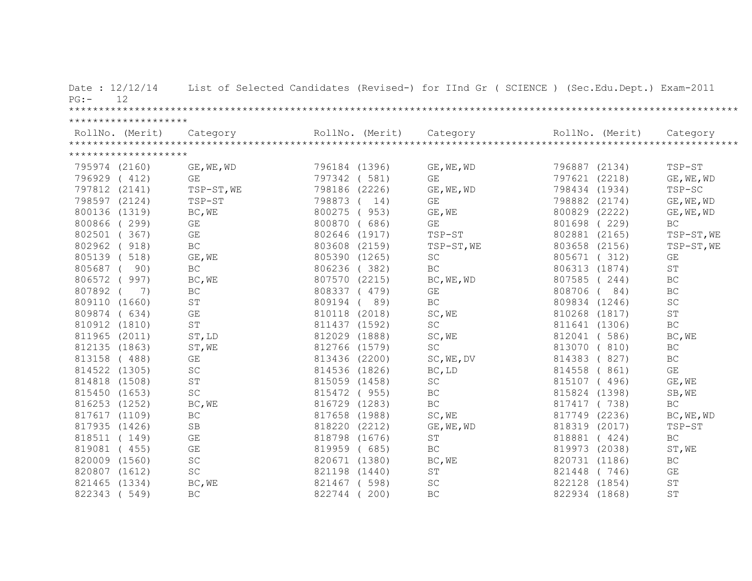Date : 12/12/14 List of Selected Candidates (Revised-) for IInd Gr ( SCIENCE ) (Sec.Edu.Dept.) Exam-2011

PG:- 12

| RollNo. (Merit) | Category | RollNo. (Merit) | Category | RollNo. (Merit) | Category |
|---|---|---|---|---|---|
| 795974 (2160) | GE,WE,WD | 796184 (1396) | GE,WE,WD | 796887 (2134) | TSP-ST |
| 796929 ( 412) | GE | 797342 ( 581) | GE | 797621 (2218) | GE,WE,WD |
| 797812 (2141) | TSP-ST,WE | 798186 (2226) | GE,WE,WD | 798434 (1934) | TSP-SC |
| 798597 (2124) | TSP-ST | 798873 ( 14) | GE | 798882 (2174) | GE,WE,WD |
| 800136 (1319) | BC,WE | 800275 ( 953) | GE,WE | 800829 (2222) | GE,WE,WD |
| 800866 ( 299) | GE | 800870 ( 686) | GE | 801698 ( 229) | BC |
| 802501 ( 367) | GE | 802646 (1917) | TSP-ST | 802881 (2165) | TSP-ST,WE |
| 802962 ( 918) | BC | 803608 (2159) | TSP-ST,WE | 803658 (2156) | TSP-ST,WE |
| 805139 ( 518) | GE,WE | 805390 (1265) | SC | 805671 ( 312) | GE |
| 805687 ( 90) | BC | 806236 ( 382) | BC | 806313 (1874) | ST |
| 806572 ( 997) | BC,WE | 807570 (2215) | BC,WE,WD | 807585 ( 244) | BC |
| 807892 ( 7) | BC | 808337 ( 479) | GE | 808706 ( 84) | BC |
| 809110 (1660) | ST | 809194 ( 89) | BC | 809834 (1246) | SC |
| 809874 ( 634) | GE | 810118 (2018) | SC,WE | 810268 (1817) | ST |
| 810912 (1810) | ST | 811437 (1592) | SC | 811641 (1306) | BC |
| 811965 (2011) | ST,LD | 812029 (1888) | SC,WE | 812041 ( 586) | BC,WE |
| 812135 (1863) | ST,WE | 812766 (1579) | SC | 813070 ( 810) | BC |
| 813158 ( 488) | GE | 813436 (2200) | SC,WE,DV | 814383 ( 827) | BC |
| 814522 (1305) | SC | 814536 (1826) | BC,LD | 814558 ( 861) | GE |
| 814818 (1508) | ST | 815059 (1458) | SC | 815107 ( 496) | GE,WE |
| 815450 (1653) | SC | 815472 ( 955) | BC | 815824 (1398) | SB,WE |
| 816253 (1252) | BC,WE | 816729 (1283) | BC | 817417 ( 738) | BC |
| 817617 (1109) | BC | 817658 (1988) | SC,WE | 817749 (2236) | BC,WE,WD |
| 817935 (1426) | SB | 818220 (2212) | GE,WE,WD | 818319 (2017) | TSP-ST |
| 818511 ( 149) | GE | 818798 (1676) | ST | 818881 ( 424) | BC |
| 819081 ( 455) | GE | 819959 ( 685) | BC | 819973 (2038) | ST,WE |
| 820009 (1560) | SC | 820671 (1380) | BC,WE | 820731 (1186) | BC |
| 820807 (1612) | SC | 821198 (1440) | ST | 821448 ( 746) | GE |
| 821465 (1334) | BC,WE | 821467 ( 598) | SC | 822128 (1854) | ST |
| 822343 ( 549) | BC | 822744 ( 200) | BC | 822934 (1868) | ST |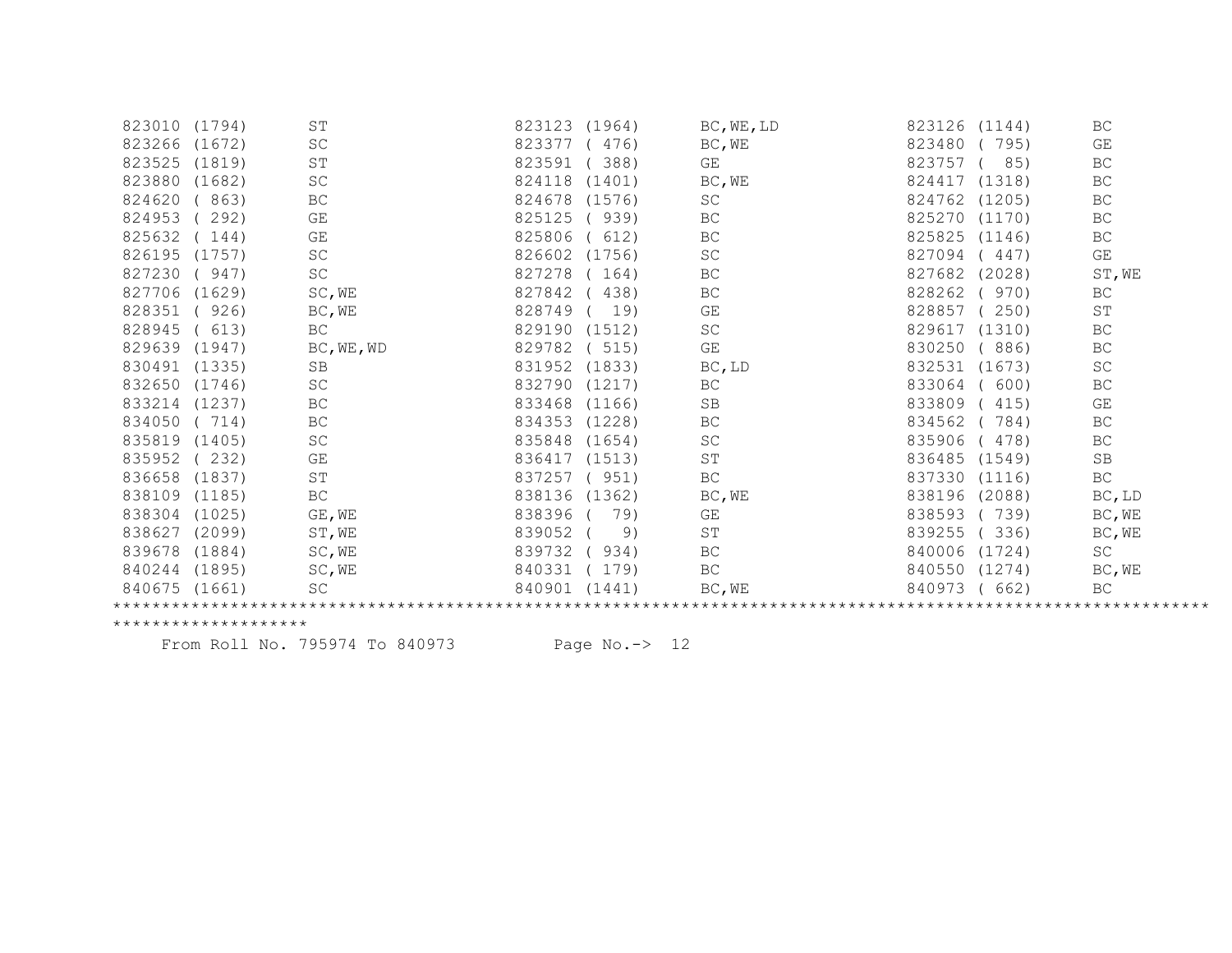| | | | | | |
|---|---|---|---|---|---|
| 823010 (1794) | ST | 823123 (1964) | BC,WE,LD | 823126 (1144) | BC |
| 823266 (1672) | SC | 823377 ( 476) | BC,WE | 823480 ( 795) | GE |
| 823525 (1819) | ST | 823591 ( 388) | GE | 823757 ( 85) | BC |
| 823880 (1682) | SC | 824118 (1401) | BC,WE | 824417 (1318) | BC |
| 824620 ( 863) | BC | 824678 (1576) | SC | 824762 (1205) | BC |
| 824953 ( 292) | GE | 825125 ( 939) | BC | 825270 (1170) | BC |
| 825632 ( 144) | GE | 825806 ( 612) | BC | 825825 (1146) | BC |
| 826195 (1757) | SC | 826602 (1756) | SC | 827094 ( 447) | GE |
| 827230 ( 947) | SC | 827278 ( 164) | BC | 827682 (2028) | ST,WE |
| 827706 (1629) | SC,WE | 827842 ( 438) | BC | 828262 ( 970) | BC |
| 828351 ( 926) | BC,WE | 828749 ( 19) | GE | 828857 ( 250) | ST |
| 828945 ( 613) | BC | 829190 (1512) | SC | 829617 (1310) | BC |
| 829639 (1947) | BC,WE,WD | 829782 ( 515) | GE | 830250 ( 886) | BC |
| 830491 (1335) | SB | 831952 (1833) | BC,LD | 832531 (1673) | SC |
| 832650 (1746) | SC | 832790 (1217) | BC | 833064 ( 600) | BC |
| 833214 (1237) | BC | 833468 (1166) | SB | 833809 ( 415) | GE |
| 834050 ( 714) | BC | 834353 (1228) | BC | 834562 ( 784) | BC |
| 835819 (1405) | SC | 835848 (1654) | SC | 835906 ( 478) | BC |
| 835952 ( 232) | GE | 836417 (1513) | ST | 836485 (1549) | SB |
| 836658 (1837) | ST | 837257 ( 951) | BC | 837330 (1116) | BC |
| 838109 (1185) | BC | 838136 (1362) | BC,WE | 838196 (2088) | BC,LD |
| 838304 (1025) | GE,WE | 838396 ( 79) | GE | 838593 ( 739) | BC,WE |
| 838627 (2099) | ST,WE | 839052 ( 9) | ST | 839255 ( 336) | BC,WE |
| 839678 (1884) | SC,WE | 839732 ( 934) | BC | 840006 (1724) | SC |
| 840244 (1895) | SC,WE | 840331 ( 179) | BC | 840550 (1274) | BC,WE |
| 840675 (1661) | SC | 840901 (1441) | BC,WE | 840973 ( 662) | BC |

From Roll No. 795974 To 840973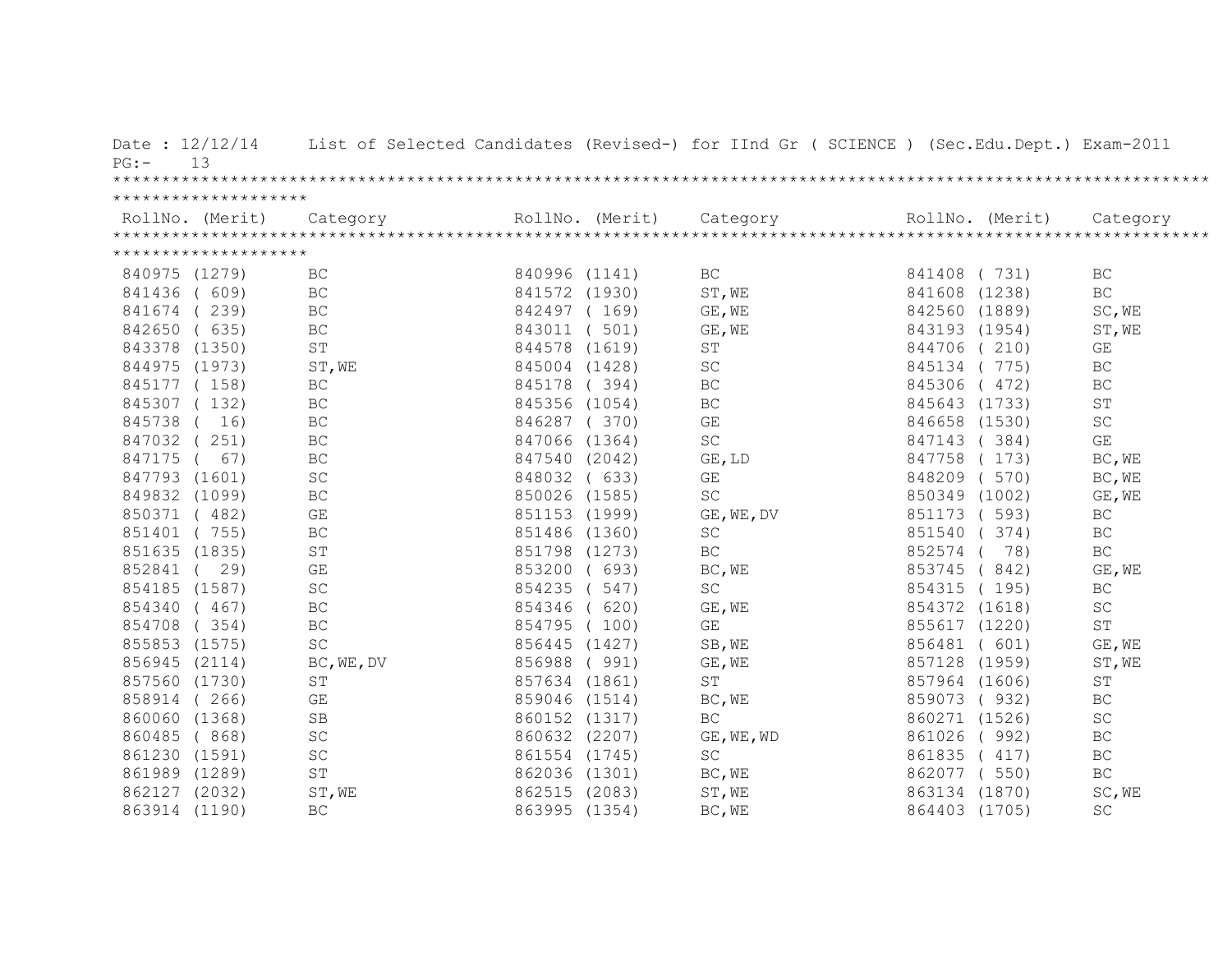Date : 12/12/14 List of Selected Candidates (Revised-) for IInd Gr ( SCIENCE ) (Sec.Edu.Dept.) Exam-2011

PG:- 13

| RollNo. (Merit) | Category | RollNo. (Merit) | Category | RollNo. (Merit) | Category |
|---|---|---|---|---|---|
| 840975 (1279) | BC | 840996 (1141) | BC | 841408 ( 731) | BC |
| 841436 ( 609) | BC | 841572 (1930) | ST,WE | 841608 (1238) | BC |
| 841674 ( 239) | BC | 842497 ( 169) | GE,WE | 842560 (1889) | SC,WE |
| 842650 ( 635) | BC | 843011 ( 501) | GE,WE | 843193 (1954) | ST,WE |
| 843378 (1350) | ST | 844578 (1619) | ST | 844706 ( 210) | GE |
| 844975 (1973) | ST,WE | 845004 (1428) | SC | 845134 ( 775) | BC |
| 845177 ( 158) | BC | 845178 ( 394) | BC | 845306 ( 472) | BC |
| 845307 ( 132) | BC | 845356 (1054) | BC | 845643 (1733) | ST |
| 845738 ( 16) | BC | 846287 ( 370) | GE | 846658 (1530) | SC |
| 847032 ( 251) | BC | 847066 (1364) | SC | 847143 ( 384) | GE |
| 847175 ( 67) | BC | 847540 (2042) | GE,LD | 847758 ( 173) | BC,WE |
| 847793 (1601) | SC | 848032 ( 633) | GE | 848209 ( 570) | BC,WE |
| 849832 (1099) | BC | 850026 (1585) | SC | 850349 (1002) | GE,WE |
| 850371 ( 482) | GE | 851153 (1999) | GE,WE,DV | 851173 ( 593) | BC |
| 851401 ( 755) | BC | 851486 (1360) | SC | 851540 ( 374) | BC |
| 851635 (1835) | ST | 851798 (1273) | BC | 852574 ( 78) | BC |
| 852841 ( 29) | GE | 853200 ( 693) | BC,WE | 853745 ( 842) | GE,WE |
| 854185 (1587) | SC | 854235 ( 547) | SC | 854315 ( 195) | BC |
| 854340 ( 467) | BC | 854346 ( 620) | GE,WE | 854372 (1618) | SC |
| 854708 ( 354) | BC | 854795 ( 100) | GE | 855617 (1220) | ST |
| 855853 (1575) | SC | 856445 (1427) | SB,WE | 856481 ( 601) | GE,WE |
| 856945 (2114) | BC,WE,DV | 856988 ( 991) | GE,WE | 857128 (1959) | ST,WE |
| 857560 (1730) | ST | 857634 (1861) | ST | 857964 (1606) | ST |
| 858914 ( 266) | GE | 859046 (1514) | BC,WE | 859073 ( 932) | BC |
| 860060 (1368) | SB | 860152 (1317) | BC | 860271 (1526) | SC |
| 860485 ( 868) | SC | 860632 (2207) | GE,WE,WD | 861026 ( 992) | BC |
| 861230 (1591) | SC | 861554 (1745) | SC | 861835 ( 417) | BC |
| 861989 (1289) | ST | 862036 (1301) | BC,WE | 862077 ( 550) | BC |
| 862127 (2032) | ST,WE | 862515 (2083) | ST,WE | 863134 (1870) | SC,WE |
| 863914 (1190) | BC | 863995 (1354) | BC,WE | 864403 (1705) | SC |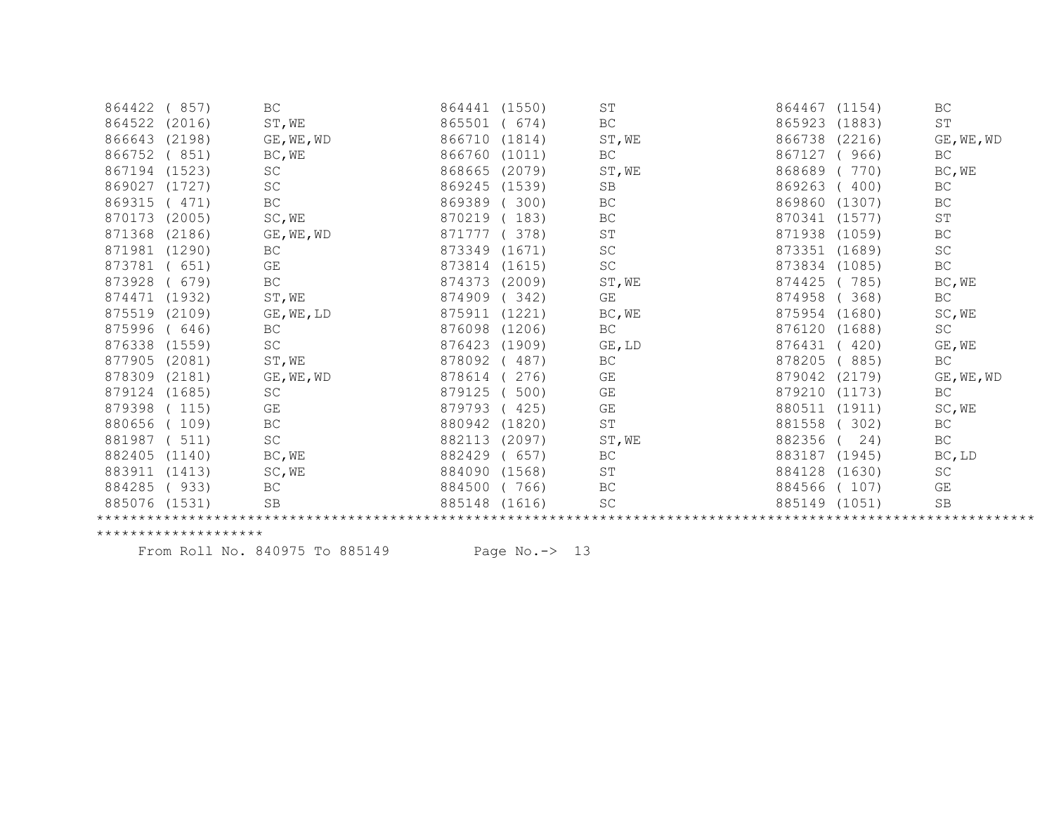| | | | | | | | | |
|---|---|---|---|---|---|---|---|---|
| 864422 | ( 857) | BC | 864441 | (1550) | ST | 864467 | (1154) | BC |
| 864522 | (2016) | ST,WE | 865501 | ( 674) | BC | 865923 | (1883) | ST |
| 866643 | (2198) | GE,WE,WD | 866710 | (1814) | ST,WE | 866738 | (2216) | GE,WE,WD |
| 866752 | ( 851) | BC,WE | 866760 | (1011) | BC | 867127 | ( 966) | BC |
| 867194 | (1523) | SC | 868665 | (2079) | ST,WE | 868689 | ( 770) | BC,WE |
| 869027 | (1727) | SC | 869245 | (1539) | SB | 869263 | ( 400) | BC |
| 869315 | ( 471) | BC | 869389 | ( 300) | BC | 869860 | (1307) | BC |
| 870173 | (2005) | SC,WE | 870219 | ( 183) | BC | 870341 | (1577) | ST |
| 871368 | (2186) | GE,WE,WD | 871777 | ( 378) | ST | 871938 | (1059) | BC |
| 871981 | (1290) | BC | 873349 | (1671) | SC | 873351 | (1689) | SC |
| 873781 | ( 651) | GE | 873814 | (1615) | SC | 873834 | (1085) | BC |
| 873928 | ( 679) | BC | 874373 | (2009) | ST,WE | 874425 | ( 785) | BC,WE |
| 874471 | (1932) | ST,WE | 874909 | ( 342) | GE | 874958 | ( 368) | BC |
| 875519 | (2109) | GE,WE,LD | 875911 | (1221) | BC,WE | 875954 | (1680) | SC,WE |
| 875996 | ( 646) | BC | 876098 | (1206) | BC | 876120 | (1688) | SC |
| 876338 | (1559) | SC | 876423 | (1909) | GE,LD | 876431 | ( 420) | GE,WE |
| 877905 | (2081) | ST,WE | 878092 | ( 487) | BC | 878205 | ( 885) | BC |
| 878309 | (2181) | GE,WE,WD | 878614 | ( 276) | GE | 879042 | (2179) | GE,WE,WD |
| 879124 | (1685) | SC | 879125 | ( 500) | GE | 879210 | (1173) | BC |
| 879398 | ( 115) | GE | 879793 | ( 425) | GE | 880511 | (1911) | SC,WE |
| 880656 | ( 109) | BC | 880942 | (1820) | ST | 881558 | ( 302) | BC |
| 881987 | ( 511) | SC | 882113 | (2097) | ST,WE | 882356 | ( 24) | BC |
| 882405 | (1140) | BC,WE | 882429 | ( 657) | BC | 883187 | (1945) | BC,LD |
| 883911 | (1413) | SC,WE | 884090 | (1568) | ST | 884128 | (1630) | SC |
| 884285 | ( 933) | BC | 884500 | ( 766) | BC | 884566 | ( 107) | GE |
| 885076 | (1531) | SB | 885148 | (1616) | SC | 885149 | (1051) | SB |

************************************************************************************************************************

From Roll No. 840975 To 885149          Page No.-> 13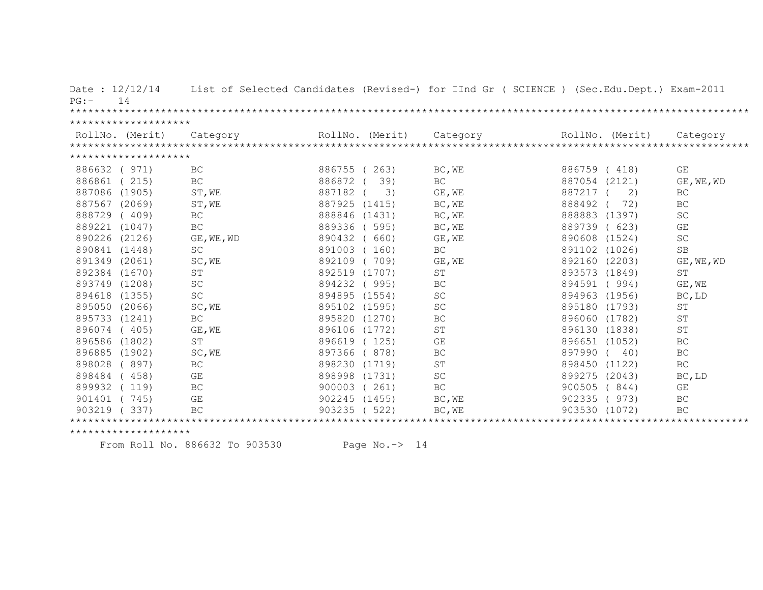Date : 12/12/14 List of Selected Candidates (Revised-) for IInd Gr ( SCIENCE ) (Sec.Edu.Dept.) Exam-2011

PG:- 14

| RollNo. (Merit) | Category | RollNo. (Merit) | Category | RollNo. (Merit) | Category |
|---|---|---|---|---|---|
| 886632 ( 971) | BC | 886755 ( 263) | BC,WE | 886759 ( 418) | GE |
| 886861 ( 215) | BC | 886872 ( 39) | BC | 887054 (2121) | GE,WE,WD |
| 887086 (1905) | ST,WE | 887182 ( 3) | GE,WE | 887217 ( 2) | BC |
| 887567 (2069) | ST,WE | 887925 (1415) | BC,WE | 888492 ( 72) | BC |
| 888729 ( 409) | BC | 888846 (1431) | BC,WE | 888883 (1397) | SC |
| 889221 (1047) | BC | 889336 ( 595) | BC,WE | 889739 ( 623) | GE |
| 890226 (2126) | GE,WE,WD | 890432 ( 660) | GE,WE | 890608 (1524) | SC |
| 890841 (1448) | SC | 891003 ( 160) | BC | 891102 (1026) | SB |
| 891349 (2061) | SC,WE | 892109 ( 709) | GE,WE | 892160 (2203) | GE,WE,WD |
| 892384 (1670) | ST | 892519 (1707) | ST | 893573 (1849) | ST |
| 893749 (1208) | SC | 894232 ( 995) | BC | 894591 ( 994) | GE,WE |
| 894618 (1355) | SC | 894895 (1554) | SC | 894963 (1956) | BC,LD |
| 895050 (2066) | SC,WE | 895102 (1595) | SC | 895180 (1793) | ST |
| 895733 (1241) | BC | 895820 (1270) | BC | 896060 (1782) | ST |
| 896074 ( 405) | GE,WE | 896106 (1772) | ST | 896130 (1838) | ST |
| 896586 (1802) | ST | 896619 ( 125) | GE | 896651 (1052) | BC |
| 896885 (1902) | SC,WE | 897366 ( 878) | BC | 897990 ( 40) | BC |
| 898028 ( 897) | BC | 898230 (1719) | ST | 898450 (1122) | BC |
| 898484 ( 458) | GE | 898998 (1731) | SC | 899275 (2043) | BC,LD |
| 899932 ( 119) | BC | 900003 ( 261) | BC | 900505 ( 844) | GE |
| 901401 ( 745) | GE | 902245 (1455) | BC,WE | 902335 ( 973) | BC |
| 903219 ( 337) | BC | 903235 ( 522) | BC,WE | 903530 (1072) | BC |

From Roll No. 886632 To 903530 Page No.-> 14